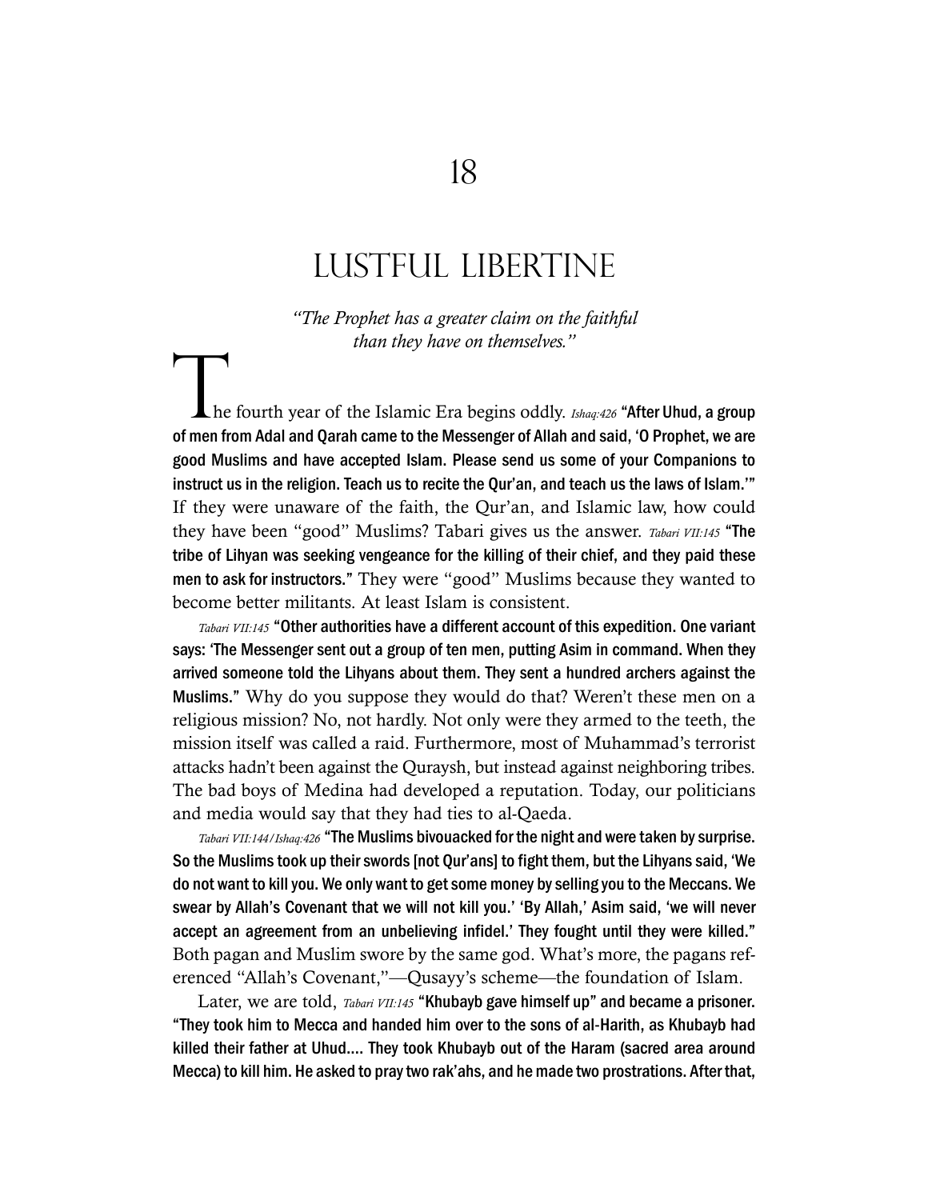# 18

# LUSTFUL LIBERTINE

*"The Prophet has a greater claim on the faithful than they have on themselves."*

The fourth year of the Islamic Era begins oddly. *Ishaq:426* **"After Uhud, a group of men from Adal and Qarah came to the Messenger of Allah and said, 'O Prophet, we are good Muslims and have accepted Islam. Please send us some of your Companions to instruct us in the religion. Teach us to recite the Qur'an, and teach us the laws of Islam.'"** If they were unaware of the faith, the Qur'an, and Islamic law, how could they have been "good" Muslims? Tabari gives us the answer. *Tabari VII:145* **"The tribe of Lihyan was seeking vengeance for the killing of their chief, and they paid these men to ask for instructors."** They were "good" Muslims because they wanted to become better militants. At least Islam is consistent.

*Tabari VII:145* **"Other authorities have a different account of this expedition. One variant says: 'The Messenger sent out a group of ten men, putting Asim in command. When they arrived someone told the Lihyans about them. They sent a hundred archers against the Muslims."** Why do you suppose they would do that? Weren't these men on a religious mission? No, not hardly. Not only were they armed to the teeth, the mission itself was called a raid. Furthermore, most of Muhammad's terrorist attacks hadn't been against the Quraysh, but instead against neighboring tribes. The bad boys of Medina had developed a reputation. Today, our politicians and media would say that they had ties to al-Qaeda.

*Tabari VII:144/Ishaq:426* **"The Muslims bivouacked for the night and were taken by surprise. So the Muslims took up their swords [not Qur'ans] to fight them, but the Lihyans said, 'We do not want to kill you. We only want to get some money by selling you to the Meccans. We swear by Allah's Covenant that we will not kill you.' 'By Allah,' Asim said, 'we will never accept an agreement from an unbelieving infidel.' They fought until they were killed."** Both pagan and Muslim swore by the same god. What's more, the pagans referenced "Allah's Covenant,"—Qusayy's scheme—the foundation of Islam.

Later, we are told, *Tabari VII:145* **"Khubayb gave himself up" and became a prisoner. "They took him to Mecca and handed him over to the sons of al-Harith, as Khubayb had killed their father at Uhud.... They took Khubayb out of the Haram (sacred area around Mecca) to kill him. He asked to pray two rak'ahs, and he made two prostrations. After that,**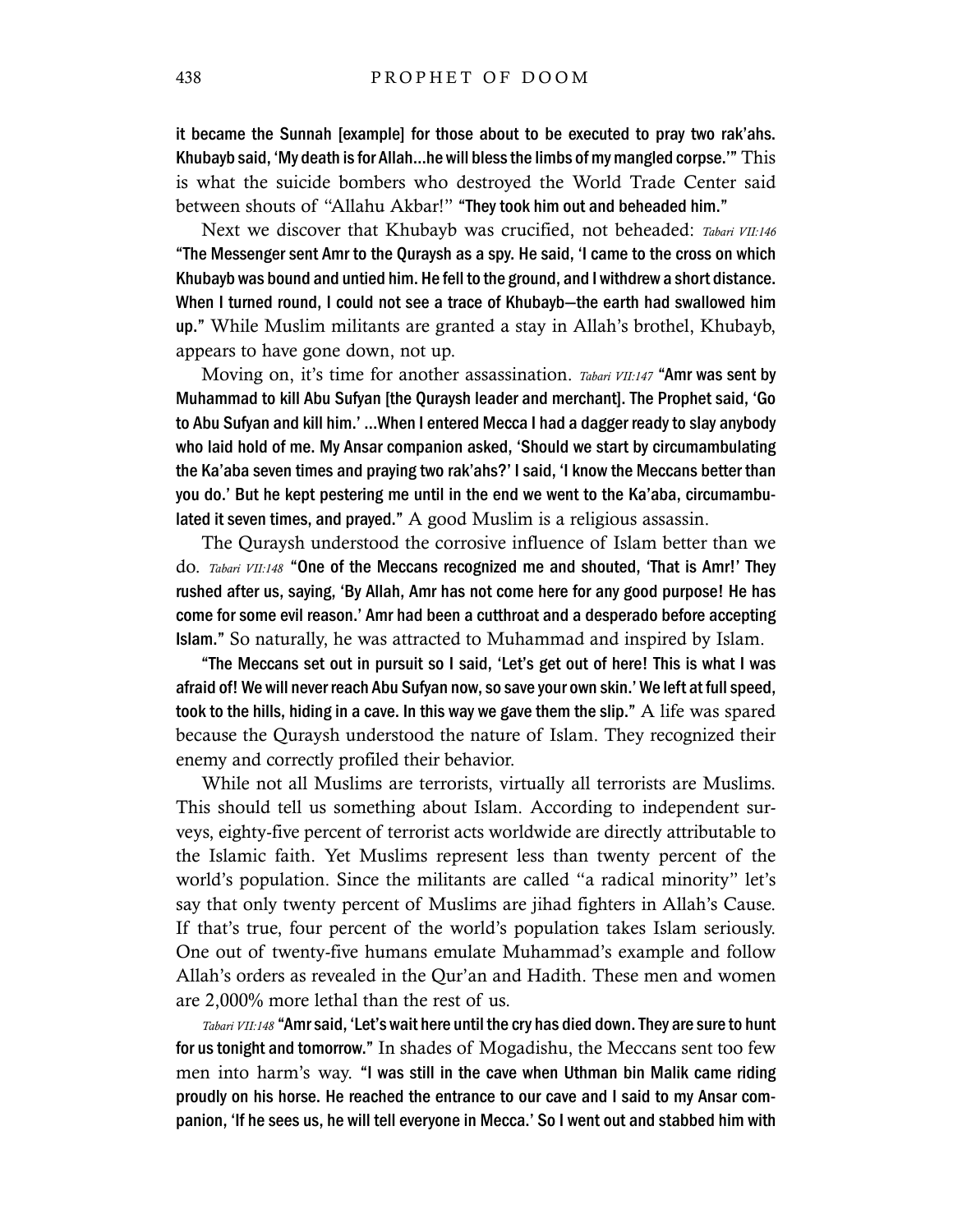**it became the Sunnah [example] for those about to be executed to pray two rak'ahs. Khubayb said, 'My death is for Allah…he will bless the limbs of my mangled corpse.'"** This is what the suicide bombers who destroyed the World Trade Center said between shouts of "Allahu Akbar!" **"They took him out and beheaded him."**

Next we discover that Khubayb was crucified, not beheaded: *Tabari VII:146* **"The Messenger sent Amr to the Quraysh as a spy. He said, 'I came to the cross on which Khubayb was bound and untied him. He fell to the ground, and I withdrew a short distance. When I turned round, I could not see a trace of Khubayb—the earth had swallowed him up."** While Muslim militants are granted a stay in Allah's brothel, Khubayb, appears to have gone down, not up.

Moving on, it's time for another assassination. *Tabari VII:147* **"Amr was sent by Muhammad to kill Abu Sufyan [the Quraysh leader and merchant]. The Prophet said, 'Go to Abu Sufyan and kill him.' …When I entered Mecca I had a dagger ready to slay anybody who laid hold of me. My Ansar companion asked, 'Should we start by circumambulating the Ka'aba seven times and praying two rak'ahs?' I said, 'I know the Meccans better than you do.' But he kept pestering me until in the end we went to the Ka'aba, circumambulated it seven times, and prayed."** A good Muslim is a religious assassin.

The Quraysh understood the corrosive influence of Islam better than we do. *Tabari VII:148* **"One of the Meccans recognized me and shouted, 'That is Amr!' They rushed after us, saying, 'By Allah, Amr has not come here for any good purpose! He has come for some evil reason.' Amr had been a cutthroat and a desperado before accepting Islam."** So naturally, he was attracted to Muhammad and inspired by Islam.

**"The Meccans set out in pursuit so I said, 'Let's get out of here! This is what I was afraid of! We will never reach Abu Sufyan now, so save your own skin.' We left at full speed, took to the hills, hiding in a cave. In this way we gave them the slip."** A life was spared because the Quraysh understood the nature of Islam. They recognized their enemy and correctly profiled their behavior.

While not all Muslims are terrorists, virtually all terrorists are Muslims. This should tell us something about Islam. According to independent surveys, eighty-five percent of terrorist acts worldwide are directly attributable to the Islamic faith. Yet Muslims represent less than twenty percent of the world's population. Since the militants are called "a radical minority" let's say that only twenty percent of Muslims are jihad fighters in Allah's Cause. If that's true, four percent of the world's population takes Islam seriously. One out of twenty-five humans emulate Muhammad's example and follow Allah's orders as revealed in the Qur'an and Hadith. These men and women are 2,000% more lethal than the rest of us.

*Tabari VII:148* **"Amr said, 'Let's wait here until the cry has died down. They are sure to hunt for us tonight and tomorrow."** In shades of Mogadishu, the Meccans sent too few men into harm's way. **"I was still in the cave when Uthman bin Malik came riding proudly on his horse. He reached the entrance to our cave and I said to my Ansar companion, 'If he sees us, he will tell everyone in Mecca.' So I went out and stabbed him with**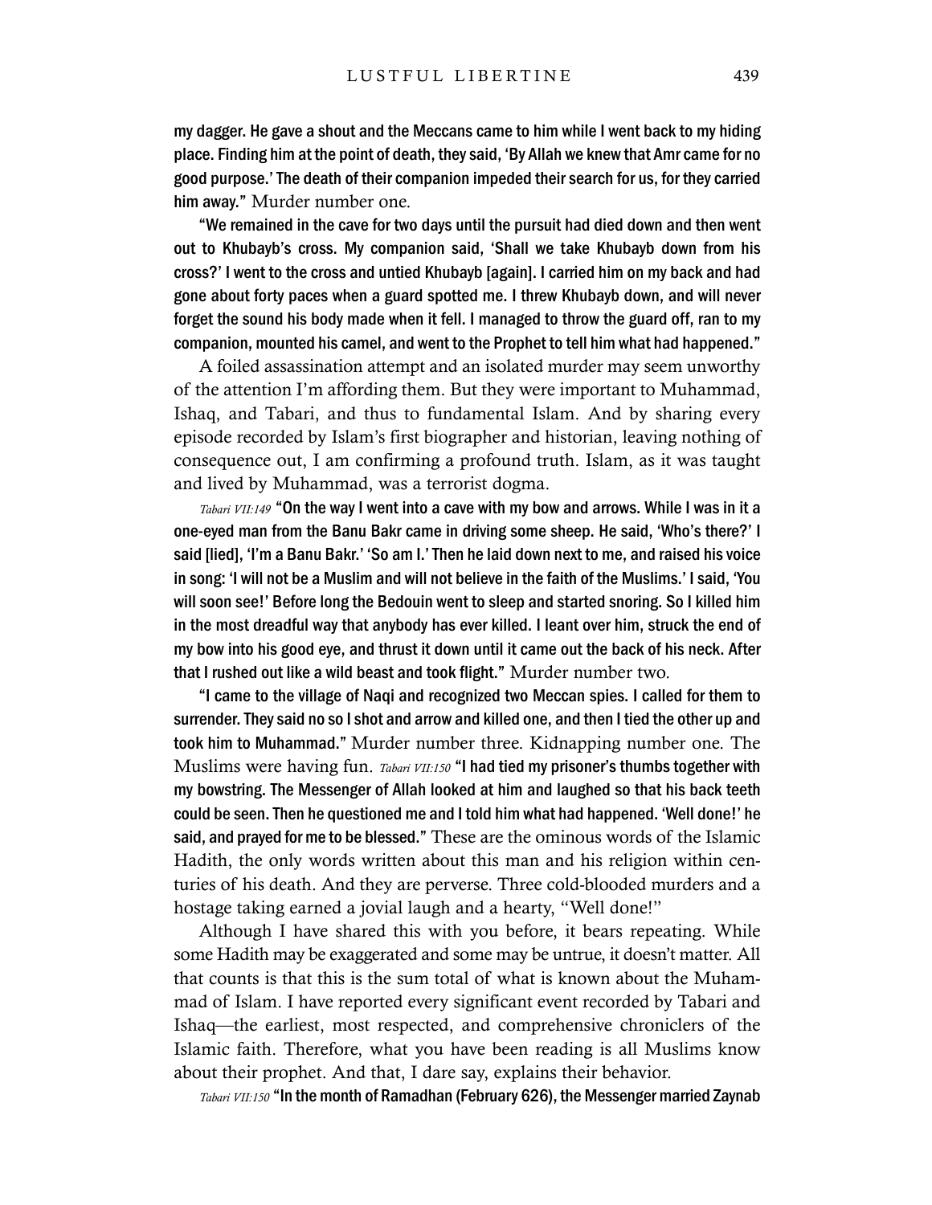my dagger. He gave a shout and the Meccans came to him while I went back to my hiding place. Finding him at the point of death, they said, 'By Allah we knew that Amr came for no good purpose.' The death of their companion impeded their search for us, for they carried him away." Murder number one.

"We remained in the cave for two days until the pursuit had died down and then went out to Khubayb's cross. My companion said, 'Shall we take Khubayb down from his cross?' I went to the cross and untied Khubayb [again]. I carried him on my back and had gone about forty paces when a guard spotted me. I threw Khubayb down, and will never forget the sound his body made when it fell. I managed to throw the guard off, ran to my companion, mounted his camel, and went to the Prophet to tell him what had happened."

A foiled assassination attempt and an isolated murder may seem unworthy of the attention I'm affording them. But they were important to Muhammad, Ishaq, and Tabari, and thus to fundamental Islam. And by sharing every episode recorded by Islam's first biographer and historian, leaving nothing of consequence out, I am confirming a profound truth. Islam, as it was taught and lived by Muhammad, was a terrorist dogma.

*Tabari VII:149* "On the way I went into a cave with my bow and arrows. While I was in it a one-eyed man from the Banu Bakr came in driving some sheep. He said, 'Who's there?' I said [lied], 'I'm a Banu Bakr.' 'So am I.' Then he laid down next to me, and raised his voice in song: 'I will not be a Muslim and will not believe in the faith of the Muslims.' I said, 'You will soon see!' Before long the Bedouin went to sleep and started snoring. So I killed him in the most dreadful way that anybody has ever killed. I leant over him, struck the end of my bow into his good eye, and thrust it down until it came out the back of his neck. After that I rushed out like a wild beast and took flight." Murder number two.

"I came to the village of Naqi and recognized two Meccan spies. I called for them to surrender. They said no so I shot and arrow and killed one, and then I tied the other up and took him to Muhammad." Murder number three. Kidnapping number one. The Muslims were having fun. *Tabari VII:150* "I had tied my prisoner's thumbs together with my bowstring. The Messenger of Allah looked at him and laughed so that his back teeth could be seen. Then he questioned me and I told him what had happened. 'Well done!' he said, and prayed for me to be blessed." These are the ominous words of the Islamic Hadith, the only words written about this man and his religion within centuries of his death. And they are perverse. Three cold-blooded murders and a hostage taking earned a jovial laugh and a hearty, "Well done!"

Although I have shared this with you before, it bears repeating. While some Hadith may be exaggerated and some may be untrue, it doesn't matter. All that counts is that this is the sum total of what is known about the Muhammad of Islam. I have reported every significant event recorded by Tabari and Ishaq—the earliest, most respected, and comprehensive chroniclers of the Islamic faith. Therefore, what you have been reading is all Muslims know about their prophet. And that, I dare say, explains their behavior.

*Tabari VII:150* "In the month of Ramadhan (February 626), the Messenger married Zaynab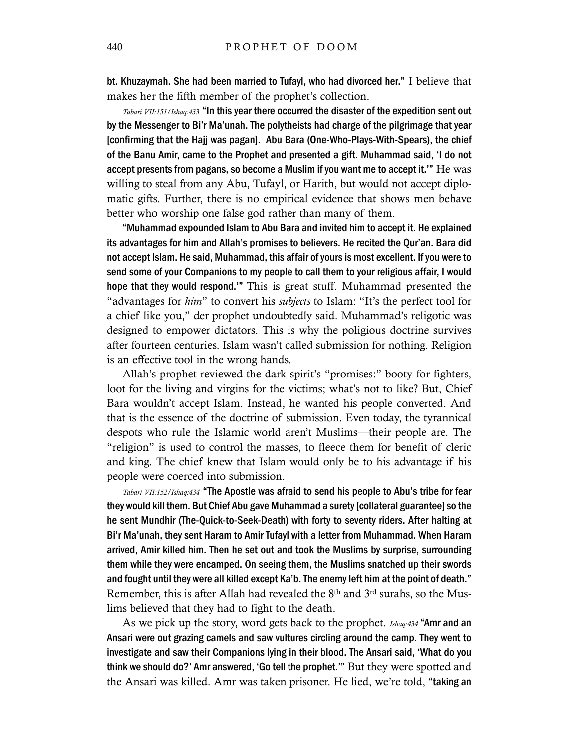**bt. Khuzaymah. She had been married to Tufayl, who had divorced her."** I believe that makes her the fifth member of the prophet's collection.

*Tabari VII:151/Ishaq:433* **"In this year there occurred the disaster of the expedition sent out by the Messenger to Bi'r Ma'unah. The polytheists had charge of the pilgrimage that year [confirming that the Hajj was pagan]. Abu Bara (One-Who-Plays-With-Spears), the chief of the Banu Amir, came to the Prophet and presented a gift. Muhammad said, 'I do not accept presents from pagans, so become a Muslim if you want me to accept it.'"** He was willing to steal from any Abu, Tufayl, or Harith, but would not accept diplomatic gifts. Further, there is no empirical evidence that shows men behave better who worship one false god rather than many of them.

**"Muhammad expounded Islam to Abu Bara and invited him to accept it. He explained its advantages for him and Allah's promises to believers. He recited the Qur'an. Bara did not accept Islam. He said, Muhammad, this affair of yours is most excellent. If you were to send some of your Companions to my people to call them to your religious affair, I would hope that they would respond.'"** This is great stuff. Muhammad presented the "advantages for *him*" to convert his *subjects* to Islam: "It's the perfect tool for a chief like you," der prophet undoubtedly said. Muhammad's religotic was designed to empower dictators. This is why the poligious doctrine survives after fourteen centuries. Islam wasn't called submission for nothing. Religion is an effective tool in the wrong hands.

Allah's prophet reviewed the dark spirit's "promises:" booty for fighters, loot for the living and virgins for the victims; what's not to like? But, Chief Bara wouldn't accept Islam. Instead, he wanted his people converted. And that is the essence of the doctrine of submission. Even today, the tyrannical despots who rule the Islamic world aren't Muslims—their people are. The "religion" is used to control the masses, to fleece them for benefit of cleric and king. The chief knew that Islam would only be to his advantage if his people were coerced into submission.

*Tabari VII:152/Ishaq:434* **"The Apostle was afraid to send his people to Abu's tribe for fear they would kill them. But Chief Abu gave Muhammad a surety [collateral guarantee] so the he sent Mundhir (The-Quick-to-Seek-Death) with forty to seventy riders. After halting at Bi'r Ma'unah, they sent Haram to Amir Tufayl with a letter from Muhammad. When Haram arrived, Amir killed him. Then he set out and took the Muslims by surprise, surrounding them while they were encamped. On seeing them, the Muslims snatched up their swords and fought until they were all killed except Ka'b. The enemy left him at the point of death."** Remember, this is after Allah had revealed the 8th and 3rd surahs, so the Muslims believed that they had to fight to the death.

As we pick up the story, word gets back to the prophet. *Ishaq:434* **"Amr and an Ansari were out grazing camels and saw vultures circling around the camp. They went to investigate and saw their Companions lying in their blood. The Ansari said, 'What do you think we should do?' Amr answered, 'Go tell the prophet.'"** But they were spotted and the Ansari was killed. Amr was taken prisoner. He lied, we're told, **"taking an**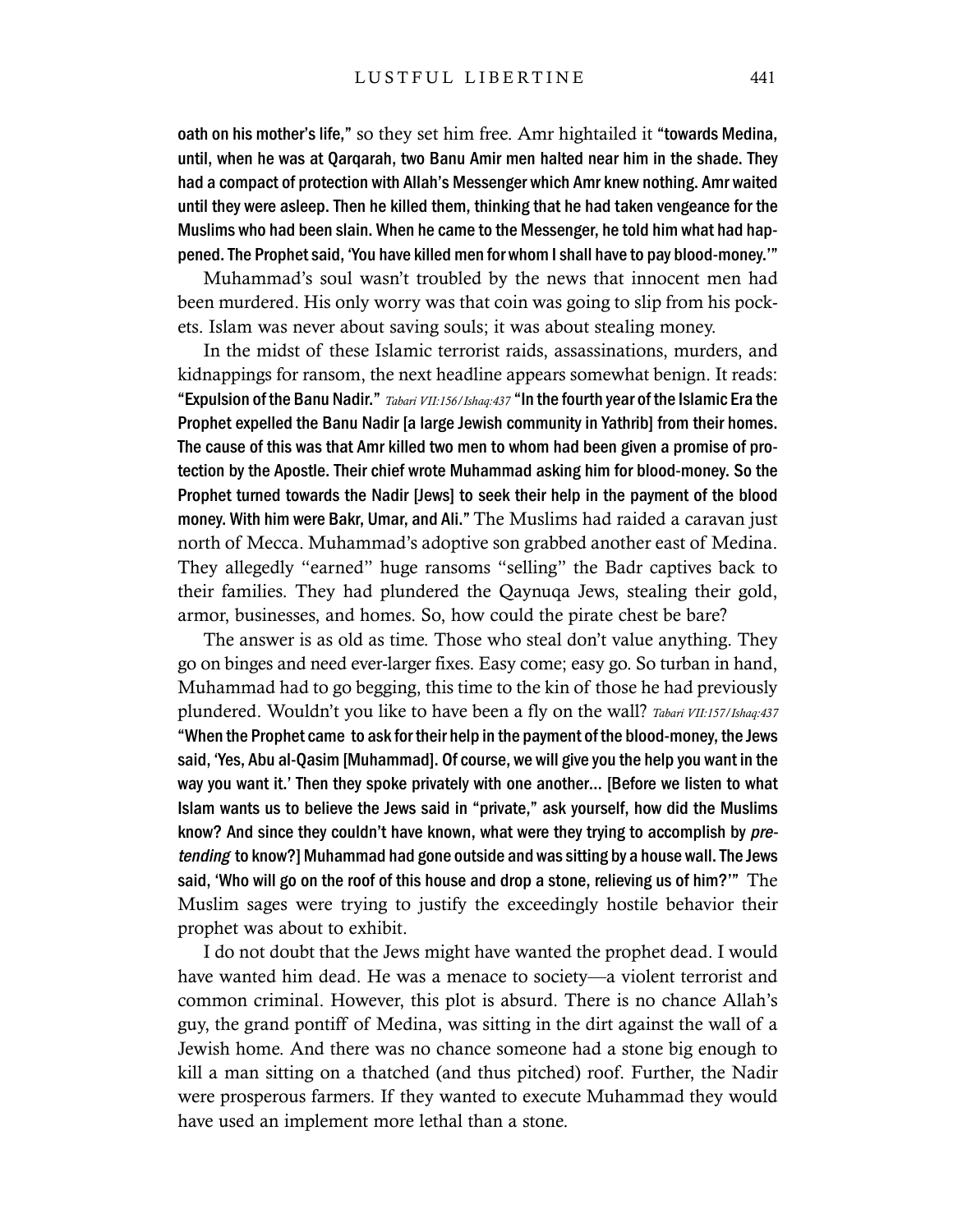oath on his mother's life," so they set him free. Amr hightailed it **"towards Medina, until, when he was at Qarqarah, two Banu Amir men halted near him in the shade. They had a compact of protection with Allah's Messenger which Amr knew nothing. Amr waited until they were asleep. Then he killed them, thinking that he had taken vengeance for the Muslims who had been slain. When he came to the Messenger, he told him what had happened. The Prophet said, 'You have killed men for whom I shall have to pay blood-money.'"**

Muhammad's soul wasn't troubled by the news that innocent men had been murdered. His only worry was that coin was going to slip from his pockets. Islam was never about saving souls; it was about stealing money.

In the midst of these Islamic terrorist raids, assassinations, murders, and kidnappings for ransom, the next headline appears somewhat benign. It reads: **"Expulsion of the Banu Nadir."** *Tabari VII:156/Ishaq:437* **"In the fourth year of the Islamic Era the Prophet expelled the Banu Nadir [a large Jewish community in Yathrib] from their homes. The cause of this was that Amr killed two men to whom had been given a promise of protection by the Apostle. Their chief wrote Muhammad asking him for blood-money. So the Prophet turned towards the Nadir [Jews] to seek their help in the payment of the blood money. With him were Bakr, Umar, and Ali."** The Muslims had raided a caravan just north of Mecca. Muhammad's adoptive son grabbed another east of Medina. They allegedly "earned" huge ransoms "selling" the Badr captives back to their families. They had plundered the Qaynuqa Jews, stealing their gold, armor, businesses, and homes. So, how could the pirate chest be bare?

The answer is as old as time. Those who steal don't value anything. They go on binges and need ever-larger fixes. Easy come; easy go. So turban in hand, Muhammad had to go begging, this time to the kin of those he had previously plundered. Wouldn't you like to have been a fly on the wall? *Tabari VII:157/Ishaq:437* **"When the Prophet came to ask for their help in the payment of the blood-money, the Jews said, 'Yes, Abu al-Qasim [Muhammad]. Of course, we will give you the help you want in the way you want it.' Then they spoke privately with one another... [Before we listen to what Islam wants us to believe the Jews said in "private," ask yourself, how did the Muslims know? And since they couldn't have known, what were they trying to accomplish by *pretending* to know?] Muhammad had gone outside and was sitting by a house wall. The Jews said, 'Who will go on the roof of this house and drop a stone, relieving us of him?'"** The Muslim sages were trying to justify the exceedingly hostile behavior their prophet was about to exhibit.

I do not doubt that the Jews might have wanted the prophet dead. I would have wanted him dead. He was a menace to society—a violent terrorist and common criminal. However, this plot is absurd. There is no chance Allah's guy, the grand pontiff of Medina, was sitting in the dirt against the wall of a Jewish home. And there was no chance someone had a stone big enough to kill a man sitting on a thatched (and thus pitched) roof. Further, the Nadir were prosperous farmers. If they wanted to execute Muhammad they would have used an implement more lethal than a stone.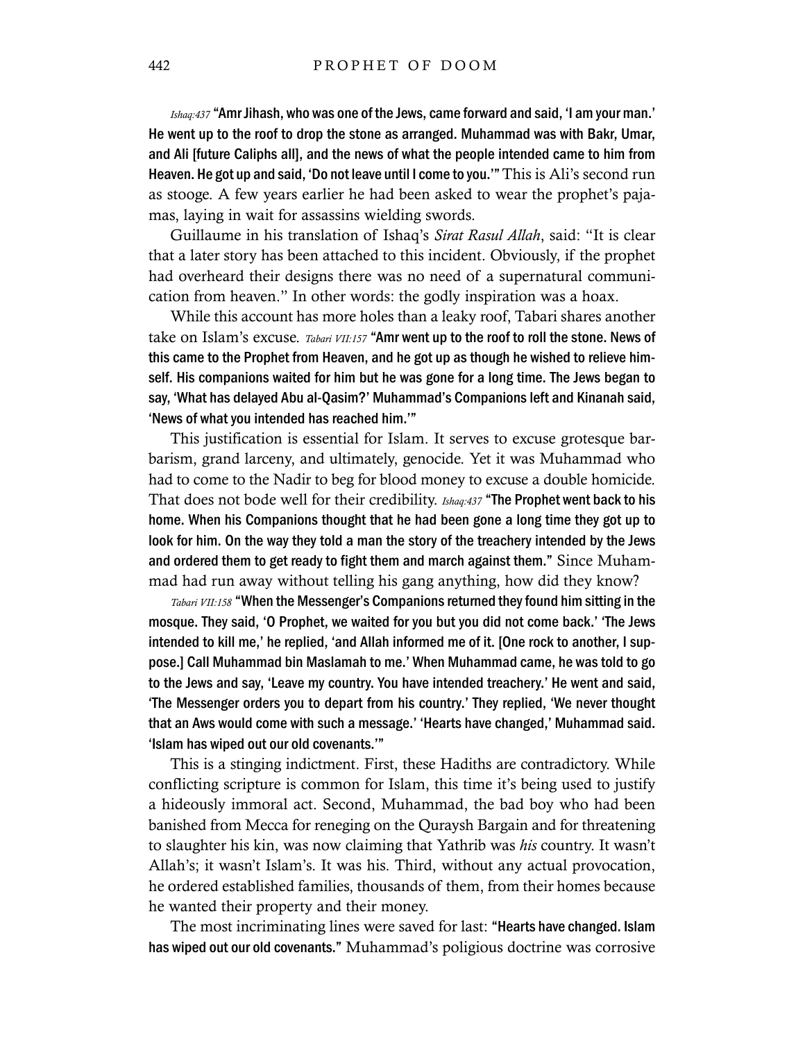*Ishaq:437* **"Amr Jihash, who was one of the Jews, came forward and said, 'I am your man.' He went up to the roof to drop the stone as arranged. Muhammad was with Bakr, Umar, and Ali [future Caliphs all], and the news of what the people intended came to him from Heaven. He got up and said, 'Do not leave until I come to you.'"** This is Ali's second run as stooge. A few years earlier he had been asked to wear the prophet's pajamas, laying in wait for assassins wielding swords.

Guillaume in his translation of Ishaq's *Sirat Rasul Allah*, said: "It is clear that a later story has been attached to this incident. Obviously, if the prophet had overheard their designs there was no need of a supernatural communication from heaven." In other words: the godly inspiration was a hoax.

While this account has more holes than a leaky roof, Tabari shares another take on Islam's excuse. *Tabari VII:157* **"Amr went up to the roof to roll the stone. News of this came to the Prophet from Heaven, and he got up as though he wished to relieve himself. His companions waited for him but he was gone for a long time. The Jews began to say, 'What has delayed Abu al-Qasim?' Muhammad's Companions left and Kinanah said, 'News of what you intended has reached him.'"**

This justification is essential for Islam. It serves to excuse grotesque barbarism, grand larceny, and ultimately, genocide. Yet it was Muhammad who had to come to the Nadir to beg for blood money to excuse a double homicide. That does not bode well for their credibility. *Ishaq:437* **"The Prophet went back to his home. When his Companions thought that he had been gone a long time they got up to look for him. On the way they told a man the story of the treachery intended by the Jews and ordered them to get ready to fight them and march against them."** Since Muhammad had run away without telling his gang anything, how did they know?

*Tabari VII:158* **"When the Messenger's Companions returned they found him sitting in the mosque. They said, 'O Prophet, we waited for you but you did not come back.' 'The Jews intended to kill me,' he replied, 'and Allah informed me of it. [One rock to another, I suppose.] Call Muhammad bin Maslamah to me.' When Muhammad came, he was told to go to the Jews and say, 'Leave my country. You have intended treachery.' He went and said, 'The Messenger orders you to depart from his country.' They replied, 'We never thought that an Aws would come with such a message.' 'Hearts have changed,' Muhammad said. 'Islam has wiped out our old covenants.'"**

This is a stinging indictment. First, these Hadiths are contradictory. While conflicting scripture is common for Islam, this time it's being used to justify a hideously immoral act. Second, Muhammad, the bad boy who had been banished from Mecca for reneging on the Quraysh Bargain and for threatening to slaughter his kin, was now claiming that Yathrib was *his* country. It wasn't Allah's; it wasn't Islam's. It was his. Third, without any actual provocation, he ordered established families, thousands of them, from their homes because he wanted their property and their money.

The most incriminating lines were saved for last: **"Hearts have changed. Islam has wiped out our old covenants."** Muhammad's poligious doctrine was corrosive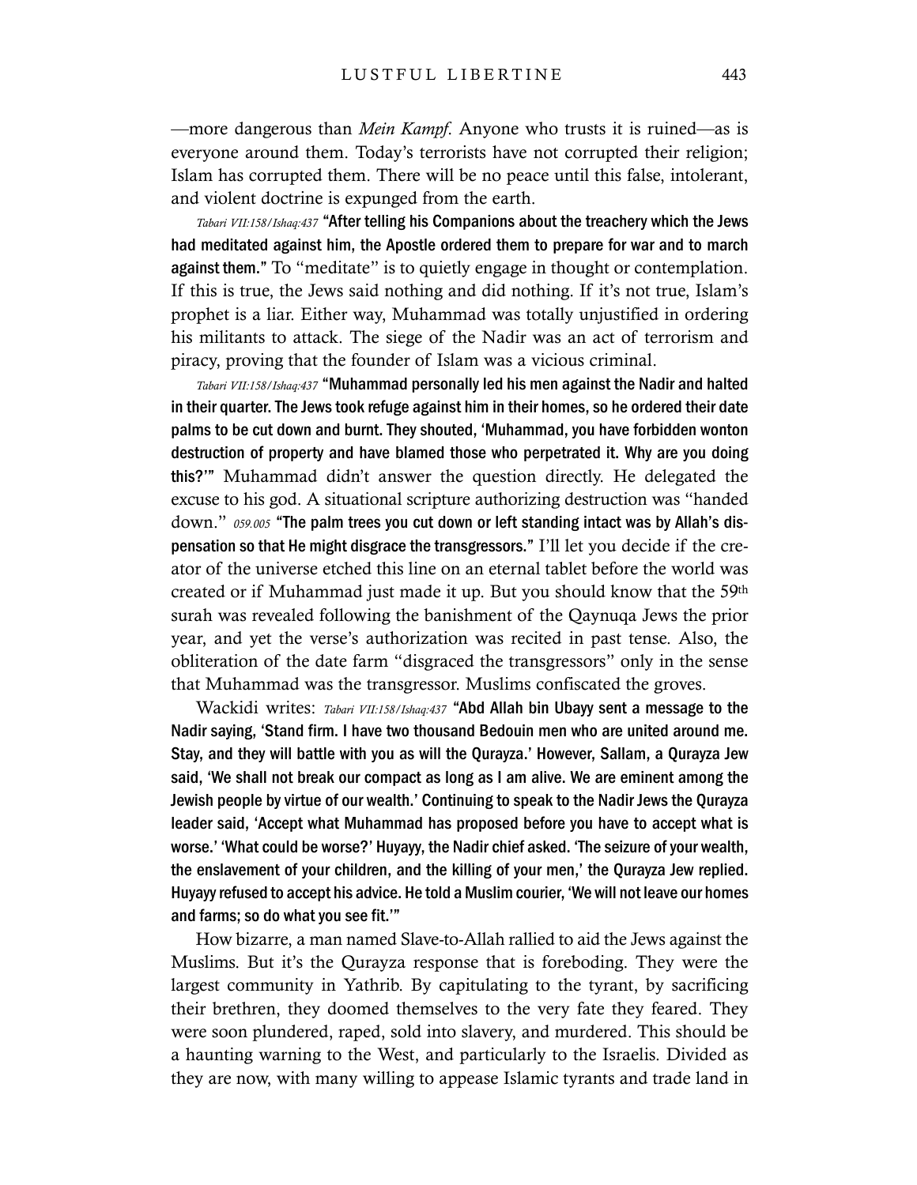—more dangerous than *Mein Kampf*. Anyone who trusts it is ruined—as is everyone around them. Today's terrorists have not corrupted their religion; Islam has corrupted them. There will be no peace until this false, intolerant, and violent doctrine is expunged from the earth.

*Tabari VII:158/Ishaq:437* **"After telling his Companions about the treachery which the Jews had meditated against him, the Apostle ordered them to prepare for war and to march against them."** To "meditate" is to quietly engage in thought or contemplation. If this is true, the Jews said nothing and did nothing. If it's not true, Islam's prophet is a liar. Either way, Muhammad was totally unjustified in ordering his militants to attack. The siege of the Nadir was an act of terrorism and piracy, proving that the founder of Islam was a vicious criminal.

*Tabari VII:158/Ishaq:437* **"Muhammad personally led his men against the Nadir and halted in their quarter. The Jews took refuge against him in their homes, so he ordered their date palms to be cut down and burnt. They shouted, 'Muhammad, you have forbidden wonton destruction of property and have blamed those who perpetrated it. Why are you doing this?'"** Muhammad didn't answer the question directly. He delegated the excuse to his god. A situational scripture authorizing destruction was "handed down." *059.005* **"The palm trees you cut down or left standing intact was by Allah's dispensation so that He might disgrace the transgressors."** I'll let you decide if the creator of the universe etched this line on an eternal tablet before the world was created or if Muhammad just made it up. But you should know that the 59th surah was revealed following the banishment of the Qaynuqa Jews the prior year, and yet the verse's authorization was recited in past tense. Also, the obliteration of the date farm "disgraced the transgressors" only in the sense that Muhammad was the transgressor. Muslims confiscated the groves.

Wackidi writes: *Tabari VII:158/Ishaq:437* **"Abd Allah bin Ubayy sent a message to the Nadir saying, 'Stand firm. I have two thousand Bedouin men who are united around me. Stay, and they will battle with you as will the Qurayza.' However, Sallam, a Qurayza Jew said, 'We shall not break our compact as long as I am alive. We are eminent among the Jewish people by virtue of our wealth.' Continuing to speak to the Nadir Jews the Qurayza leader said, 'Accept what Muhammad has proposed before you have to accept what is worse.' 'What could be worse?' Huyayy, the Nadir chief asked. 'The seizure of your wealth, the enslavement of your children, and the killing of your men,' the Qurayza Jew replied. Huyayy refused to accept his advice. He told a Muslim courier, 'We will not leave our homes and farms; so do what you see fit.'"**

How bizarre, a man named Slave-to-Allah rallied to aid the Jews against the Muslims. But it's the Qurayza response that is foreboding. They were the largest community in Yathrib. By capitulating to the tyrant, by sacrificing their brethren, they doomed themselves to the very fate they feared. They were soon plundered, raped, sold into slavery, and murdered. This should be a haunting warning to the West, and particularly to the Israelis. Divided as they are now, with many willing to appease Islamic tyrants and trade land in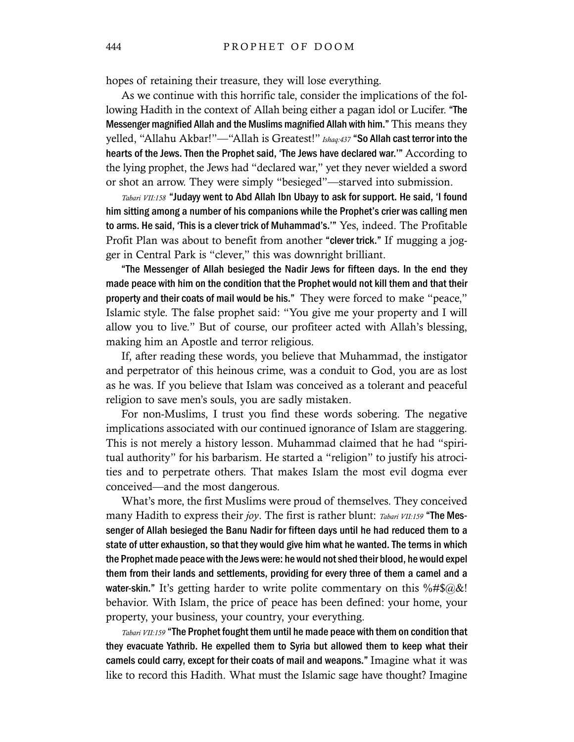hopes of retaining their treasure, they will lose everything.

As we continue with this horrific tale, consider the implications of the following Hadith in the context of Allah being either a pagan idol or Lucifer. **"The Messenger magnified Allah and the Muslims magnified Allah with him."** This means they yelled, "Allahu Akbar!"—"Allah is Greatest!" *Ishaq:437* **"So Allah cast terror into the hearts of the Jews. Then the Prophet said, 'The Jews have declared war.'"** According to the lying prophet, the Jews had "declared war," yet they never wielded a sword or shot an arrow. They were simply "besieged"—starved into submission.

*Tabari VII:158* **"Judayy went to Abd Allah Ibn Ubayy to ask for support. He said, 'I found him sitting among a number of his companions while the Prophet's crier was calling men to arms. He said, 'This is a clever trick of Muhammad's.'"** Yes, indeed. The Profitable Profit Plan was about to benefit from another **"clever trick."** If mugging a jogger in Central Park is "clever," this was downright brilliant.

**"The Messenger of Allah besieged the Nadir Jews for fifteen days. In the end they made peace with him on the condition that the Prophet would not kill them and that their property and their coats of mail would be his."** They were forced to make "peace," Islamic style. The false prophet said: "You give me your property and I will allow you to live." But of course, our profiteer acted with Allah's blessing, making him an Apostle and terror religious.

If, after reading these words, you believe that Muhammad, the instigator and perpetrator of this heinous crime, was a conduit to God, you are as lost as he was. If you believe that Islam was conceived as a tolerant and peaceful religion to save men's souls, you are sadly mistaken.

For non-Muslims, I trust you find these words sobering. The negative implications associated with our continued ignorance of Islam are staggering. This is not merely a history lesson. Muhammad claimed that he had "spiritual authority" for his barbarism. He started a "religion" to justify his atrocities and to perpetrate others. That makes Islam the most evil dogma ever conceived—and the most dangerous.

What's more, the first Muslims were proud of themselves. They conceived many Hadith to express their *joy*. The first is rather blunt: *Tabari VII:159* **"The Messenger of Allah besieged the Banu Nadir for fifteen days until he had reduced them to a state of utter exhaustion, so that they would give him what he wanted. The terms in which the Prophet made peace with the Jews were: he would not shed their blood, he would expel them from their lands and settlements, providing for every three of them a camel and a water-skin."** It's getting harder to write polite commentary on this %#$@&! behavior. With Islam, the price of peace has been defined: your home, your property, your business, your country, your everything.

*Tabari VII:159* **"The Prophet fought them until he made peace with them on condition that they evacuate Yathrib. He expelled them to Syria but allowed them to keep what their camels could carry, except for their coats of mail and weapons."** Imagine what it was like to record this Hadith. What must the Islamic sage have thought? Imagine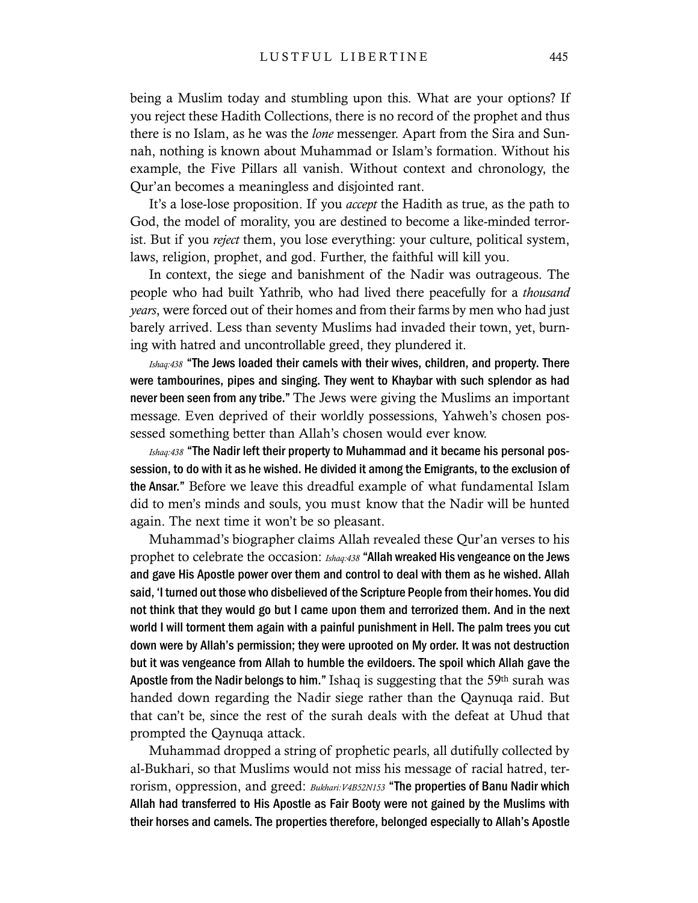being a Muslim today and stumbling upon this. What are your options? If you reject these Hadith Collections, there is no record of the prophet and thus there is no Islam, as he was the *lone* messenger. Apart from the Sira and Sunnah, nothing is known about Muhammad or Islam's formation. Without his example, the Five Pillars all vanish. Without context and chronology, the Qur'an becomes a meaningless and disjointed rant.

It's a lose-lose proposition. If you *accept* the Hadith as true, as the path to God, the model of morality, you are destined to become a like-minded terrorist. But if you *reject* them, you lose everything: your culture, political system, laws, religion, prophet, and god. Further, the faithful will kill you.

In context, the siege and banishment of the Nadir was outrageous. The people who had built Yathrib, who had lived there peacefully for a *thousand years*, were forced out of their homes and from their farms by men who had just barely arrived. Less than seventy Muslims had invaded their town, yet, burning with hatred and uncontrollable greed, they plundered it.

*Ishaq:438* **"The Jews loaded their camels with their wives, children, and property. There were tambourines, pipes and singing. They went to Khaybar with such splendor as had never been seen from any tribe."** The Jews were giving the Muslims an important message. Even deprived of their worldly possessions, Yahweh's chosen possessed something better than Allah's chosen would ever know.

*Ishaq:438* **"The Nadir left their property to Muhammad and it became his personal possession, to do with it as he wished. He divided it among the Emigrants, to the exclusion of the Ansar."** Before we leave this dreadful example of what fundamental Islam did to men's minds and souls, you must know that the Nadir will be hunted again. The next time it won't be so pleasant.

Muhammad's biographer claims Allah revealed these Qur'an verses to his prophet to celebrate the occasion: *Ishaq:438* **"Allah wreaked His vengeance on the Jews and gave His Apostle power over them and control to deal with them as he wished. Allah said, 'I turned out those who disbelieved of the Scripture People from their homes. You did not think that they would go but I came upon them and terrorized them. And in the next world I will torment them again with a painful punishment in Hell. The palm trees you cut down were by Allah's permission; they were uprooted on My order. It was not destruction but it was vengeance from Allah to humble the evildoers. The spoil which Allah gave the Apostle from the Nadir belongs to him."** Ishaq is suggesting that the 59th surah was handed down regarding the Nadir siege rather than the Qaynuqa raid. But that can't be, since the rest of the surah deals with the defeat at Uhud that prompted the Qaynuqa attack.

Muhammad dropped a string of prophetic pearls, all dutifully collected by al-Bukhari, so that Muslims would not miss his message of racial hatred, terrorism, oppression, and greed: *Bukhari:V4B52N153* **"The properties of Banu Nadir which Allah had transferred to His Apostle as Fair Booty were not gained by the Muslims with their horses and camels. The properties therefore, belonged especially to Allah's Apostle**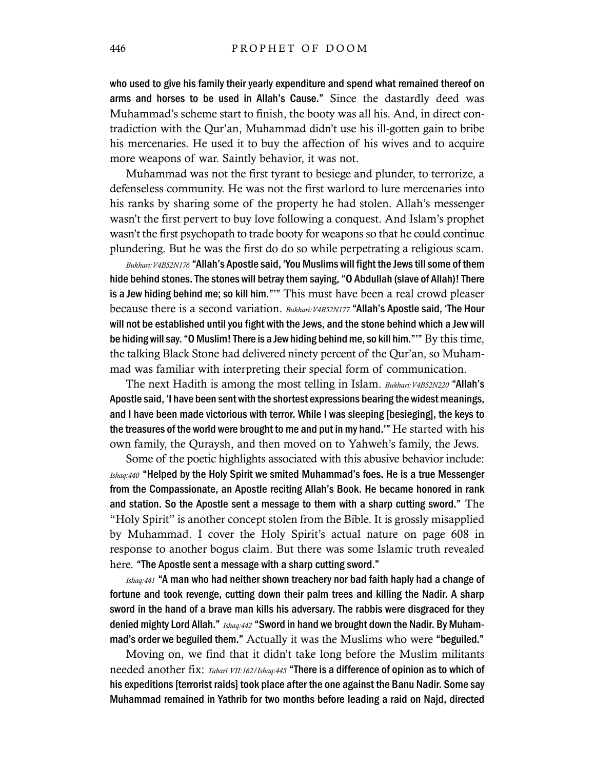**who used to give his family their yearly expenditure and spend what remained thereof on arms and horses to be used in Allah's Cause."** Since the dastardly deed was Muhammad's scheme start to finish, the booty was all his. And, in direct contradiction with the Qur'an, Muhammad didn't use his ill-gotten gain to bribe his mercenaries. He used it to buy the affection of his wives and to acquire more weapons of war. Saintly behavior, it was not.

Muhammad was not the first tyrant to besiege and plunder, to terrorize, a defenseless community. He was not the first warlord to lure mercenaries into his ranks by sharing some of the property he had stolen. Allah's messenger wasn't the first pervert to buy love following a conquest. And Islam's prophet wasn't the first psychopath to trade booty for weapons so that he could continue plundering. But he was the first do do so while perpetrating a religious scam.

*Bukhari:V4B52N176* **"Allah's Apostle said, 'You Muslims will fight the Jews till some of them hide behind stones. The stones will betray them saying, "O Abdullah (slave of Allah)! There is a Jew hiding behind me; so kill him."'"** This must have been a real crowd pleaser because there is a second variation. *Bukhari:V4B52N177* **"Allah's Apostle said, 'The Hour will not be established until you fight with the Jews, and the stone behind which a Jew will be hiding will say. "O Muslim! There is a Jew hiding behind me, so kill him."'"** By this time, the talking Black Stone had delivered ninety percent of the Qur'an, so Muhammad was familiar with interpreting their special form of communication.

The next Hadith is among the most telling in Islam. *Bukhari:V4B52N220* **"Allah's Apostle said, 'I have been sent with the shortest expressions bearing the widest meanings, and I have been made victorious with terror. While I was sleeping [besieging], the keys to the treasures of the world were brought to me and put in my hand.'"** He started with his own family, the Quraysh, and then moved on to Yahweh's family, the Jews.

Some of the poetic highlights associated with this abusive behavior include: *Ishaq:440* **"Helped by the Holy Spirit we smited Muhammad's foes. He is a true Messenger from the Compassionate, an Apostle reciting Allah's Book. He became honored in rank and station. So the Apostle sent a message to them with a sharp cutting sword."** The "Holy Spirit" is another concept stolen from the Bible. It is grossly misapplied by Muhammad. I cover the Holy Spirit's actual nature on page 608 in response to another bogus claim. But there was some Islamic truth revealed here. **"The Apostle sent a message with a sharp cutting sword."**

*Ishaq:441* **"A man who had neither shown treachery nor bad faith haply had a change of fortune and took revenge, cutting down their palm trees and killing the Nadir. A sharp sword in the hand of a brave man kills his adversary. The rabbis were disgraced for they denied mighty Lord Allah."** *Ishaq:442* **"Sword in hand we brought down the Nadir. By Muhammad's order we beguiled them."** Actually it was the Muslims who were **"beguiled."**

Moving on, we find that it didn't take long before the Muslim militants needed another fix: *Tabari VII:162/Ishaq:445* **"There is a difference of opinion as to which of his expeditions [terrorist raids] took place after the one against the Banu Nadir. Some say Muhammad remained in Yathrib for two months before leading a raid on Najd, directed**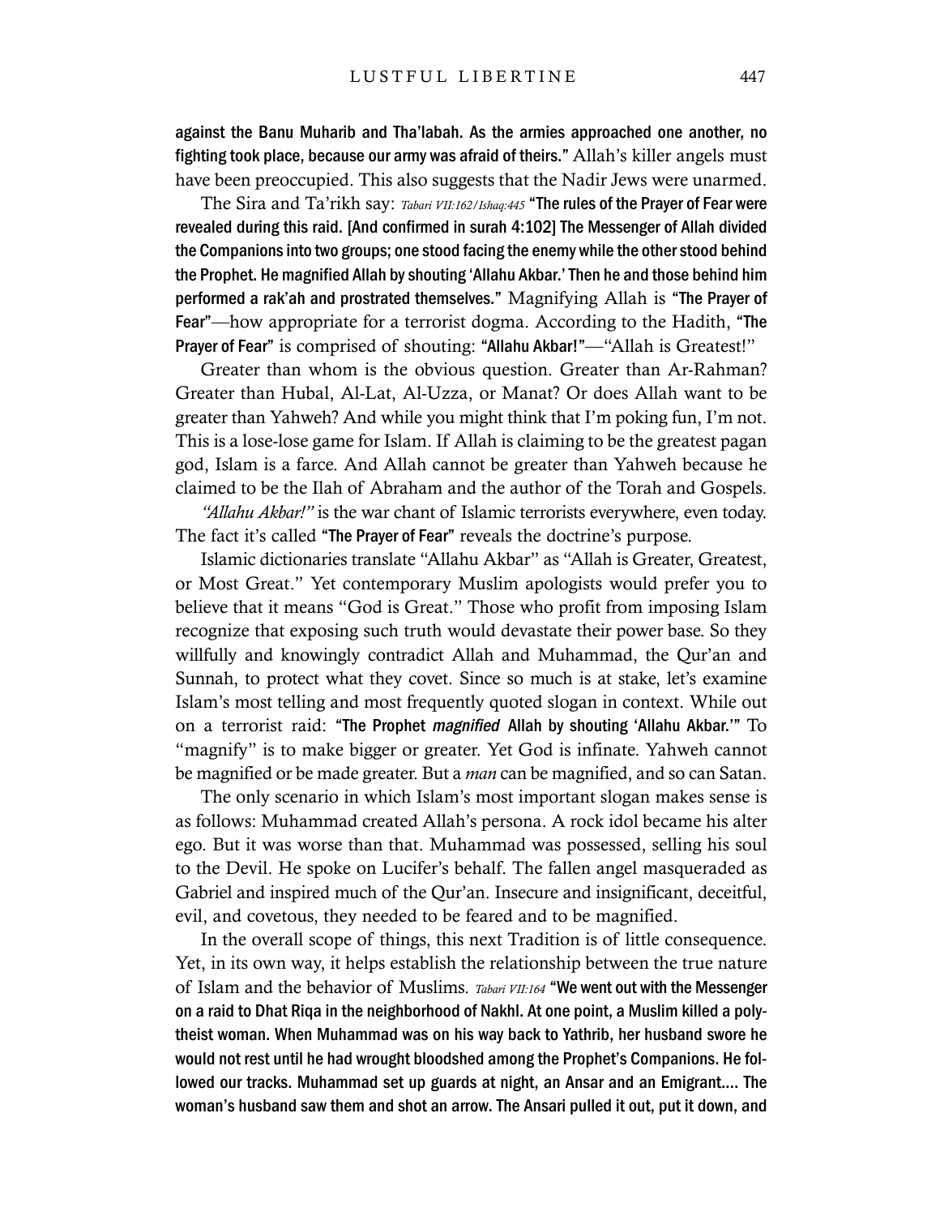against the Banu Muharib and Tha'labah. As the armies approached one another, no fighting took place, because our army was afraid of theirs." Allah's killer angels must have been preoccupied. This also suggests that the Nadir Jews were unarmed.

The Sira and Ta'rikh say: *Tabari VII:162/Ishaq:445* "The rules of the Prayer of Fear were revealed during this raid. [And confirmed in surah 4:102] The Messenger of Allah divided the Companions into two groups; one stood facing the enemy while the other stood behind the Prophet. He magnified Allah by shouting 'Allahu Akbar.' Then he and those behind him performed a rak'ah and prostrated themselves." Magnifying Allah is "The Prayer of Fear"—how appropriate for a terrorist dogma. According to the Hadith, "The Prayer of Fear" is comprised of shouting: "Allahu Akbar!"—"Allah is Greatest!"

Greater than whom is the obvious question. Greater than Ar-Rahman? Greater than Hubal, Al-Lat, Al-Uzza, or Manat? Or does Allah want to be greater than Yahweh? And while you might think that I'm poking fun, I'm not. This is a lose-lose game for Islam. If Allah is claiming to be the greatest pagan god, Islam is a farce. And Allah cannot be greater than Yahweh because he claimed to be the Ilah of Abraham and the author of the Torah and Gospels.

*"Allahu Akbar!"* is the war chant of Islamic terrorists everywhere, even today. The fact it's called "The Prayer of Fear" reveals the doctrine's purpose.

Islamic dictionaries translate "Allahu Akbar" as "Allah is Greater, Greatest, or Most Great." Yet contemporary Muslim apologists would prefer you to believe that it means "God is Great." Those who profit from imposing Islam recognize that exposing such truth would devastate their power base. So they willfully and knowingly contradict Allah and Muhammad, the Qur'an and Sunnah, to protect what they covet. Since so much is at stake, let's examine Islam's most telling and most frequently quoted slogan in context. While out on a terrorist raid: "The Prophet *magnified* Allah by shouting 'Allahu Akbar.'" To "magnify" is to make bigger or greater. Yet God is infinate. Yahweh cannot be magnified or be made greater. But a *man* can be magnified, and so can Satan.

The only scenario in which Islam's most important slogan makes sense is as follows: Muhammad created Allah's persona. A rock idol became his alter ego. But it was worse than that. Muhammad was possessed, selling his soul to the Devil. He spoke on Lucifer's behalf. The fallen angel masqueraded as Gabriel and inspired much of the Qur'an. Insecure and insignificant, deceitful, evil, and covetous, they needed to be feared and to be magnified.

In the overall scope of things, this next Tradition is of little consequence. Yet, in its own way, it helps establish the relationship between the true nature of Islam and the behavior of Muslims. *Tabari VII:164* "We went out with the Messenger on a raid to Dhat Riqa in the neighborhood of Nakhl. At one point, a Muslim killed a polytheist woman. When Muhammad was on his way back to Yathrib, her husband swore he would not rest until he had wrought bloodshed among the Prophet's Companions. He followed our tracks. Muhammad set up guards at night, an Ansar and an Emigrant.... The woman's husband saw them and shot an arrow. The Ansari pulled it out, put it down, and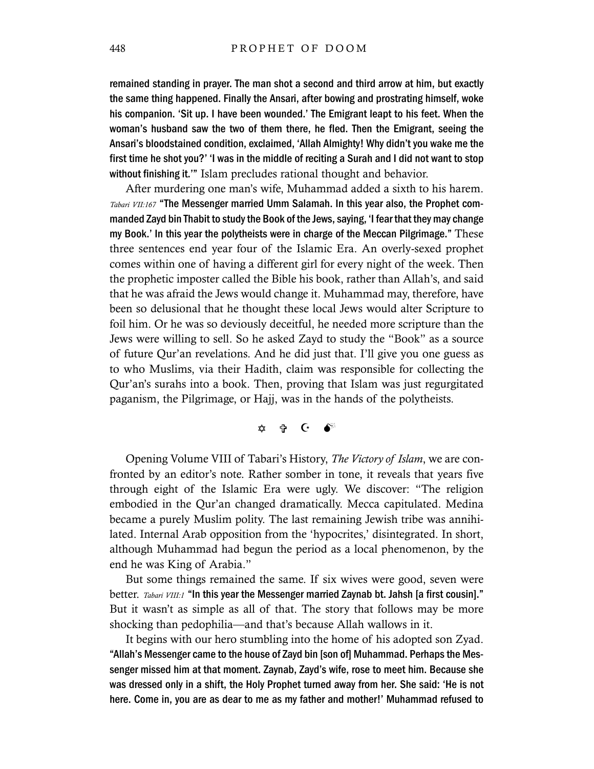**remained standing in prayer. The man shot a second and third arrow at him, but exactly the same thing happened. Finally the Ansari, after bowing and prostrating himself, woke his companion. 'Sit up. I have been wounded.' The Emigrant leapt to his feet. When the woman's husband saw the two of them there, he fled. Then the Emigrant, seeing the Ansari's bloodstained condition, exclaimed, 'Allah Almighty! Why didn't you wake me the first time he shot you?' 'I was in the middle of reciting a Surah and I did not want to stop without finishing it.'"** Islam precludes rational thought and behavior.

After murdering one man's wife, Muhammad added a sixth to his harem. *Tabari VII:167* **"The Messenger married Umm Salamah. In this year also, the Prophet commanded Zayd bin Thabit to study the Book of the Jews, saying, 'I fear that they may change my Book.' In this year the polytheists were in charge of the Meccan Pilgrimage."** These three sentences end year four of the Islamic Era. An overly-sexed prophet comes within one of having a different girl for every night of the week. Then the prophetic imposter called the Bible his book, rather than Allah's, and said that he was afraid the Jews would change it. Muhammad may, therefore, have been so delusional that he thought these local Jews would alter Scripture to foil him. Or he was so deviously deceitful, he needed more scripture than the Jews were willing to sell. So he asked Zayd to study the "Book" as a source of future Qur'an revelations. And he did just that. I'll give you one guess as to who Muslims, via their Hadith, claim was responsible for collecting the Qur'an's surahs into a book. Then, proving that Islam was just regurgitated paganism, the Pilgrimage, or Hajj, was in the hands of the polytheists.

✡ ✞ ☪ 💣

Opening Volume VIII of Tabari's History, *The Victory of Islam*, we are confronted by an editor's note. Rather somber in tone, it reveals that years five through eight of the Islamic Era were ugly. We discover: "The religion embodied in the Qur'an changed dramatically. Mecca capitulated. Medina became a purely Muslim polity. The last remaining Jewish tribe was annihilated. Internal Arab opposition from the 'hypocrites,' disintegrated. In short, although Muhammad had begun the period as a local phenomenon, by the end he was King of Arabia."

But some things remained the same. If six wives were good, seven were better. *Tabari VIII:1* **"In this year the Messenger married Zaynab bt. Jahsh [a first cousin]."** But it wasn't as simple as all of that. The story that follows may be more shocking than pedophilia—and that's because Allah wallows in it.

It begins with our hero stumbling into the home of his adopted son Zyad. **"Allah's Messenger came to the house of Zayd bin [son of] Muhammad. Perhaps the Messenger missed him at that moment. Zaynab, Zayd's wife, rose to meet him. Because she was dressed only in a shift, the Holy Prophet turned away from her. She said: 'He is not here. Come in, you are as dear to me as my father and mother!' Muhammad refused to**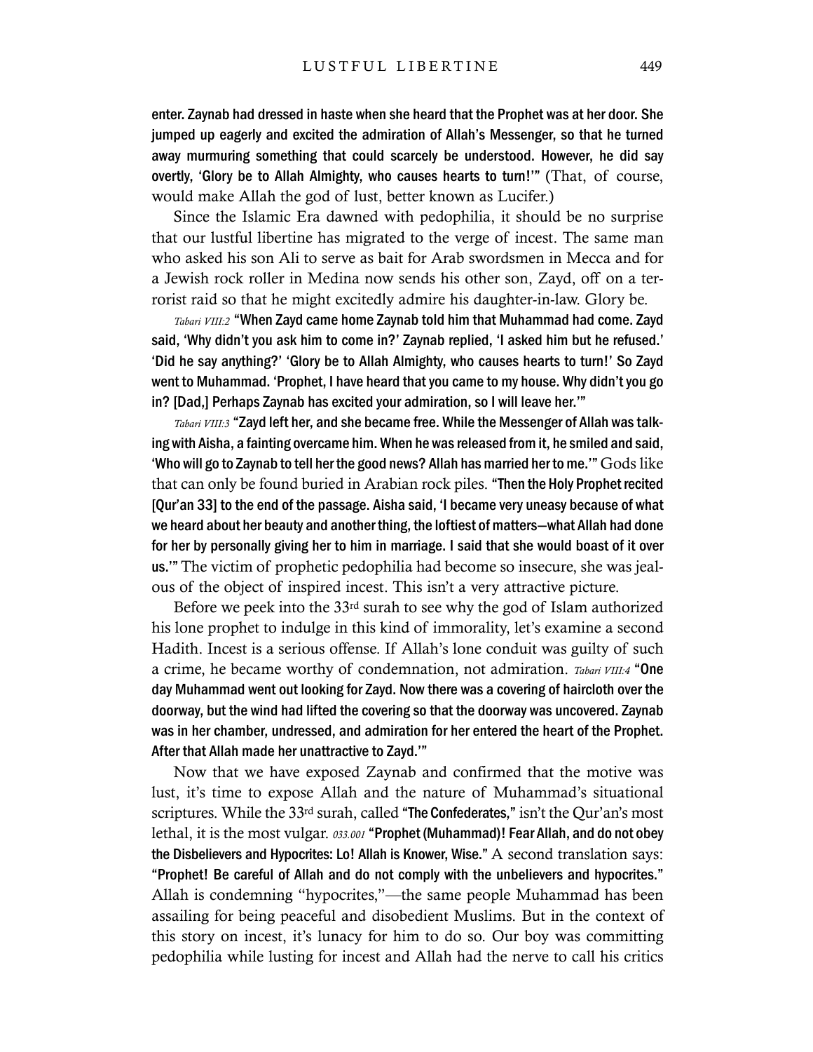**enter. Zaynab had dressed in haste when she heard that the Prophet was at her door. She jumped up eagerly and excited the admiration of Allah's Messenger, so that he turned away murmuring something that could scarcely be understood. However, he did say overtly, 'Glory be to Allah Almighty, who causes hearts to turn!'"** (That, of course, would make Allah the god of lust, better known as Lucifer.)

Since the Islamic Era dawned with pedophilia, it should be no surprise that our lustful libertine has migrated to the verge of incest. The same man who asked his son Ali to serve as bait for Arab swordsmen in Mecca and for a Jewish rock roller in Medina now sends his other son, Zayd, off on a terrorist raid so that he might excitedly admire his daughter-in-law. Glory be.

*Tabari VIII:2* **"When Zayd came home Zaynab told him that Muhammad had come. Zayd said, 'Why didn't you ask him to come in?' Zaynab replied, 'I asked him but he refused.' 'Did he say anything?' 'Glory be to Allah Almighty, who causes hearts to turn!' So Zayd went to Muhammad. 'Prophet, I have heard that you came to my house. Why didn't you go in? [Dad,] Perhaps Zaynab has excited your admiration, so I will leave her.'"**

*Tabari VIII:3* **"Zayd left her, and she became free. While the Messenger of Allah was talking with Aisha, a fainting overcame him. When he was released from it, he smiled and said, 'Who will go to Zaynab to tell her the good news? Allah has married her to me.'"** Gods like that can only be found buried in Arabian rock piles. **"Then the Holy Prophet recited [Qur'an 33] to the end of the passage. Aisha said, 'I became very uneasy because of what we heard about her beauty and another thing, the loftiest of matters—what Allah had done for her by personally giving her to him in marriage. I said that she would boast of it over us.'"** The victim of prophetic pedophilia had become so insecure, she was jealous of the object of inspired incest. This isn't a very attractive picture.

Before we peek into the 33rd surah to see why the god of Islam authorized his lone prophet to indulge in this kind of immorality, let's examine a second Hadith. Incest is a serious offense. If Allah's lone conduit was guilty of such a crime, he became worthy of condemnation, not admiration. *Tabari VIII:4* **"One day Muhammad went out looking for Zayd. Now there was a covering of haircloth over the doorway, but the wind had lifted the covering so that the doorway was uncovered. Zaynab was in her chamber, undressed, and admiration for her entered the heart of the Prophet. After that Allah made her unattractive to Zayd.'"**

Now that we have exposed Zaynab and confirmed that the motive was lust, it's time to expose Allah and the nature of Muhammad's situational scriptures. While the 33rd surah, called **"The Confederates,"** isn't the Qur'an's most lethal, it is the most vulgar. *033.001* **"Prophet (Muhammad)! Fear Allah, and do not obey the Disbelievers and Hypocrites: Lo! Allah is Knower, Wise."** A second translation says: **"Prophet! Be careful of Allah and do not comply with the unbelievers and hypocrites."** Allah is condemning "hypocrites,"—the same people Muhammad has been assailing for being peaceful and disobedient Muslims. But in the context of this story on incest, it's lunacy for him to do so. Our boy was committing pedophilia while lusting for incest and Allah had the nerve to call his critics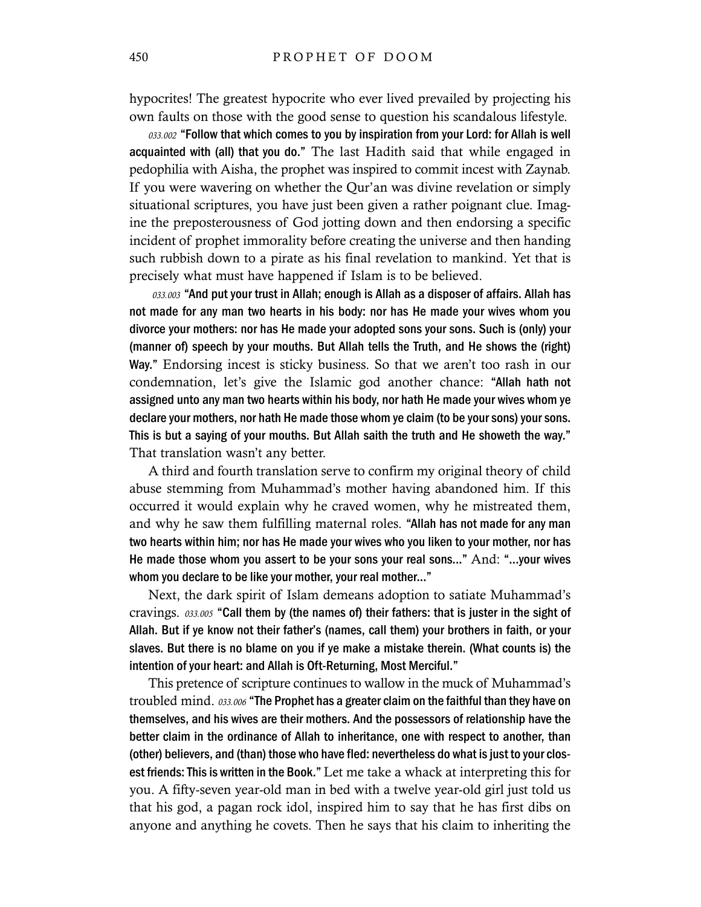hypocrites! The greatest hypocrite who ever lived prevailed by projecting his own faults on those with the good sense to question his scandalous lifestyle.

*033.002* **"Follow that which comes to you by inspiration from your Lord: for Allah is well acquainted with (all) that you do."** The last Hadith said that while engaged in pedophilia with Aisha, the prophet was inspired to commit incest with Zaynab. If you were wavering on whether the Qur'an was divine revelation or simply situational scriptures, you have just been given a rather poignant clue. Imagine the preposterousness of God jotting down and then endorsing a specific incident of prophet immorality before creating the universe and then handing such rubbish down to a pirate as his final revelation to mankind. Yet that is precisely what must have happened if Islam is to be believed.

*033.003* **"And put your trust in Allah; enough is Allah as a disposer of affairs. Allah has not made for any man two hearts in his body: nor has He made your wives whom you divorce your mothers: nor has He made your adopted sons your sons. Such is (only) your (manner of) speech by your mouths. But Allah tells the Truth, and He shows the (right) Way."** Endorsing incest is sticky business. So that we aren't too rash in our condemnation, let's give the Islamic god another chance: **"Allah hath not assigned unto any man two hearts within his body, nor hath He made your wives whom ye declare your mothers, nor hath He made those whom ye claim (to be your sons) your sons. This is but a saying of your mouths. But Allah saith the truth and He showeth the way."** That translation wasn't any better.

A third and fourth translation serve to confirm my original theory of child abuse stemming from Muhammad's mother having abandoned him. If this occurred it would explain why he craved women, why he mistreated them, and why he saw them fulfilling maternal roles. **"Allah has not made for any man two hearts within him; nor has He made your wives who you liken to your mother, nor has He made those whom you assert to be your sons your real sons..."** And: **"...your wives whom you declare to be like your mother, your real mother..."**

Next, the dark spirit of Islam demeans adoption to satiate Muhammad's cravings. *033.005* **"Call them by (the names of) their fathers: that is juster in the sight of Allah. But if ye know not their father's (names, call them) your brothers in faith, or your slaves. But there is no blame on you if ye make a mistake therein. (What counts is) the intention of your heart: and Allah is Oft-Returning, Most Merciful."**

This pretence of scripture continues to wallow in the muck of Muhammad's troubled mind. *033.006* **"The Prophet has a greater claim on the faithful than they have on themselves, and his wives are their mothers. And the possessors of relationship have the better claim in the ordinance of Allah to inheritance, one with respect to another, than (other) believers, and (than) those who have fled: nevertheless do what is just to your closest friends: This is written in the Book."** Let me take a whack at interpreting this for you. A fifty-seven year-old man in bed with a twelve year-old girl just told us that his god, a pagan rock idol, inspired him to say that he has first dibs on anyone and anything he covets. Then he says that his claim to inheriting the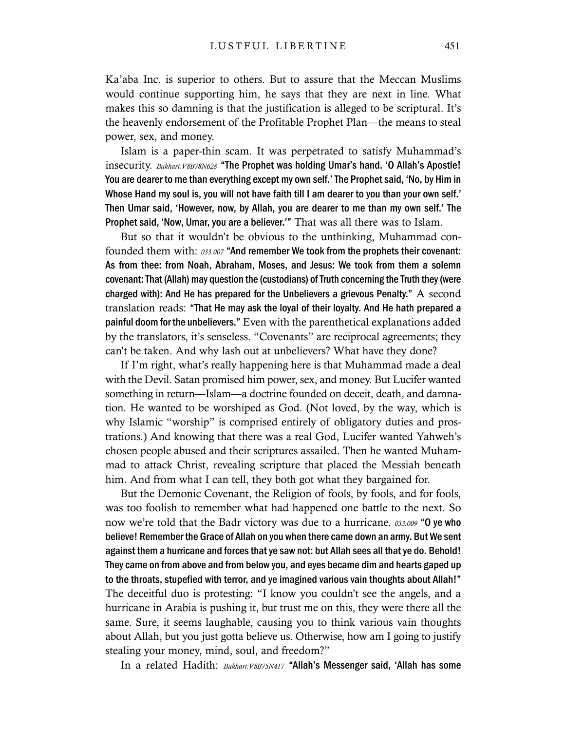Ka'aba Inc. is superior to others. But to assure that the Meccan Muslims would continue supporting him, he says that they are next in line. What makes this so damning is that the justification is alleged to be scriptural. It's the heavenly endorsement of the Profitable Prophet Plan—the means to steal power, sex, and money.

Islam is a paper-thin scam. It was perpetrated to satisfy Muhammad's insecurity. *Bukhari:V8B78N628* **"The Prophet was holding Umar's hand. 'O Allah's Apostle! You are dearer to me than everything except my own self.' The Prophet said, 'No, by Him in Whose Hand my soul is, you will not have faith till I am dearer to you than your own self.' Then Umar said, 'However, now, by Allah, you are dearer to me than my own self.' The Prophet said, 'Now, Umar, you are a believer.'"** That was all there was to Islam.

But so that it wouldn't be obvious to the unthinking, Muhammad confounded them with: *033.007* **"And remember We took from the prophets their covenant: As from thee: from Noah, Abraham, Moses, and Jesus: We took from them a solemn covenant: That (Allah) may question the (custodians) of Truth concerning the Truth they (were charged with): And He has prepared for the Unbelievers a grievous Penalty."** A second translation reads: **"That He may ask the loyal of their loyalty. And He hath prepared a painful doom for the unbelievers."** Even with the parenthetical explanations added by the translators, it's senseless. "Covenants" are reciprocal agreements; they can't be taken. And why lash out at unbelievers? What have they done?

If I'm right, what's really happening here is that Muhammad made a deal with the Devil. Satan promised him power, sex, and money. But Lucifer wanted something in return—Islam—a doctrine founded on deceit, death, and damnation. He wanted to be worshiped as God. (Not loved, by the way, which is why Islamic "worship" is comprised entirely of obligatory duties and prostrations.) And knowing that there was a real God, Lucifer wanted Yahweh's chosen people abused and their scriptures assailed. Then he wanted Muhammad to attack Christ, revealing scripture that placed the Messiah beneath him. And from what I can tell, they both got what they bargained for.

But the Demonic Covenant, the Religion of fools, by fools, and for fools, was too foolish to remember what had happened one battle to the next. So now we're told that the Badr victory was due to a hurricane. *033.009* **"O ye who believe! Remember the Grace of Allah on you when there came down an army. But We sent against them a hurricane and forces that ye saw not: but Allah sees all that ye do. Behold! They came on from above and from below you, and eyes became dim and hearts gaped up to the throats, stupefied with terror, and ye imagined various vain thoughts about Allah!"** The deceitful duo is protesting: "I know you couldn't see the angels, and a hurricane in Arabia is pushing it, but trust me on this, they were there all the same. Sure, it seems laughable, causing you to think various vain thoughts about Allah, but you just gotta believe us. Otherwise, how am I going to justify stealing your money, mind, soul, and freedom?"

In a related Hadith: *Bukhari:V8B75N417* **"Allah's Messenger said, 'Allah has some**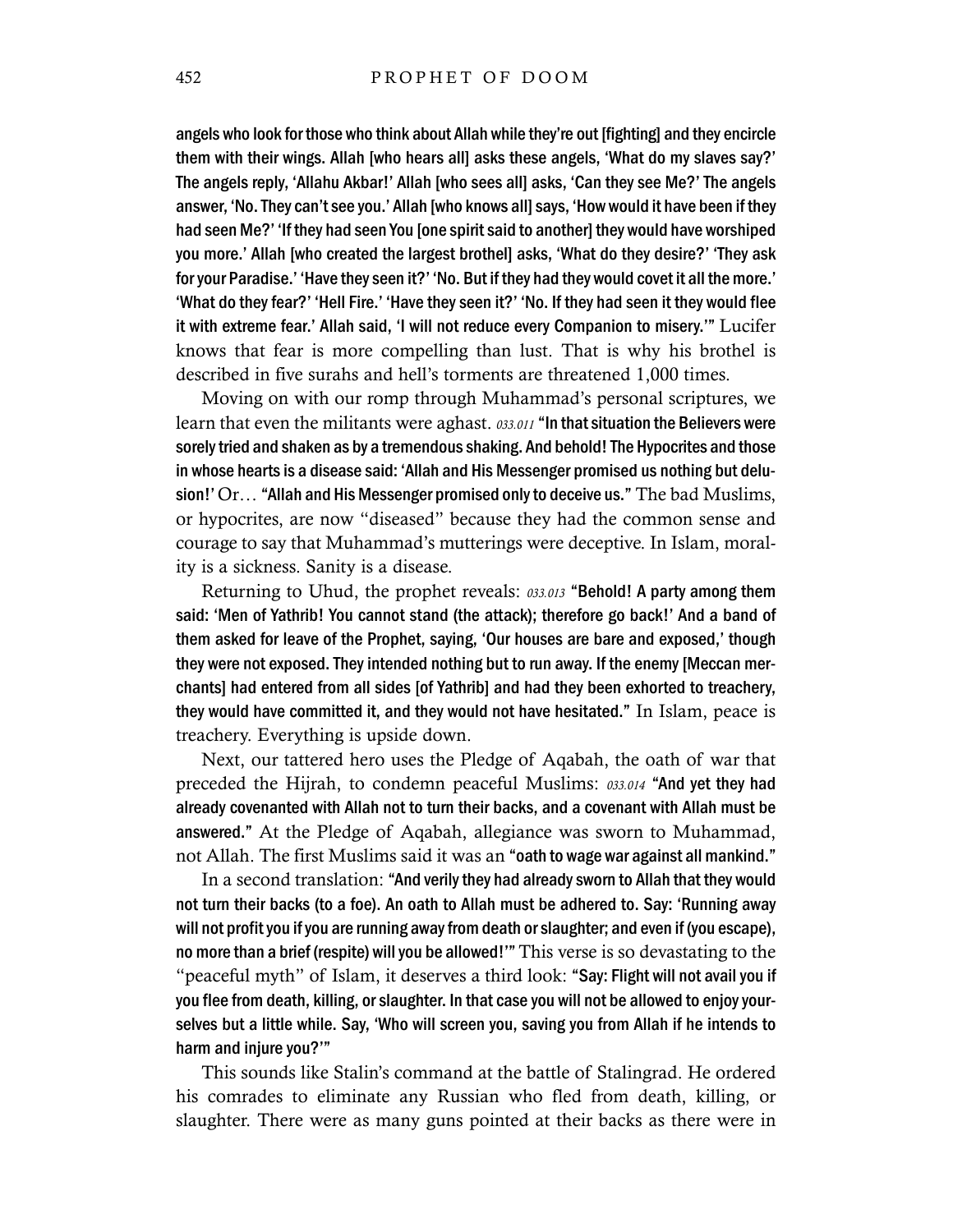**angels who look for those who think about Allah while they're out [fighting] and they encircle them with their wings. Allah [who hears all] asks these angels, 'What do my slaves say?' The angels reply, 'Allahu Akbar!' Allah [who sees all] asks, 'Can they see Me?' The angels answer, 'No. They can't see you.' Allah [who knows all] says, 'How would it have been if they had seen Me?' 'If they had seen You [one spirit said to another] they would have worshiped you more.' Allah [who created the largest brothel] asks, 'What do they desire?' 'They ask for your Paradise.' 'Have they seen it?' 'No. But if they had they would covet it all the more.' 'What do they fear?' 'Hell Fire.' 'Have they seen it?' 'No. If they had seen it they would flee it with extreme fear.' Allah said, 'I will not reduce every Companion to misery.'"** Lucifer knows that fear is more compelling than lust. That is why his brothel is described in five surahs and hell's torments are threatened 1,000 times.

Moving on with our romp through Muhammad's personal scriptures, we learn that even the militants were aghast. *033.011* **"In that situation the Believers were sorely tried and shaken as by a tremendous shaking. And behold! The Hypocrites and those in whose hearts is a disease said: 'Allah and His Messenger promised us nothing but delusion!'** Or… **"Allah and His Messenger promised only to deceive us."** The bad Muslims, or hypocrites, are now "diseased" because they had the common sense and courage to say that Muhammad's mutterings were deceptive. In Islam, morality is a sickness. Sanity is a disease.

Returning to Uhud, the prophet reveals: *033.013* **"Behold! A party among them said: 'Men of Yathrib! You cannot stand (the attack); therefore go back!' And a band of them asked for leave of the Prophet, saying, 'Our houses are bare and exposed,' though they were not exposed. They intended nothing but to run away. If the enemy [Meccan merchants] had entered from all sides [of Yathrib] and had they been exhorted to treachery, they would have committed it, and they would not have hesitated."** In Islam, peace is treachery. Everything is upside down.

Next, our tattered hero uses the Pledge of Aqabah, the oath of war that preceded the Hijrah, to condemn peaceful Muslims: *033.014* **"And yet they had already covenanted with Allah not to turn their backs, and a covenant with Allah must be answered."** At the Pledge of Aqabah, allegiance was sworn to Muhammad, not Allah. The first Muslims said it was an **"oath to wage war against all mankind."**

In a second translation: **"And verily they had already sworn to Allah that they would not turn their backs (to a foe). An oath to Allah must be adhered to. Say: 'Running away will not profit you if you are running away from death or slaughter; and even if (you escape), no more than a brief (respite) will you be allowed!'"** This verse is so devastating to the "peaceful myth" of Islam, it deserves a third look: **"Say: Flight will not avail you if you flee from death, killing, or slaughter. In that case you will not be allowed to enjoy yourselves but a little while. Say, 'Who will screen you, saving you from Allah if he intends to harm and injure you?'"**

This sounds like Stalin's command at the battle of Stalingrad. He ordered his comrades to eliminate any Russian who fled from death, killing, or slaughter. There were as many guns pointed at their backs as there were in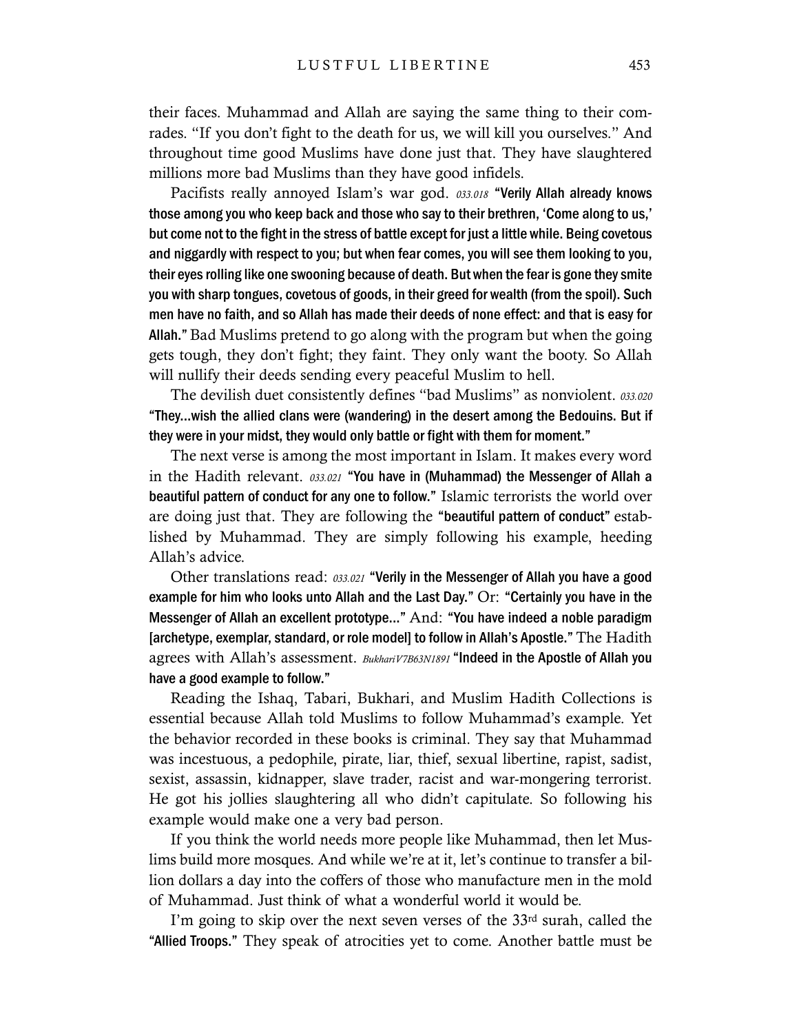their faces. Muhammad and Allah are saying the same thing to their comrades. "If you don't fight to the death for us, we will kill you ourselves." And throughout time good Muslims have done just that. They have slaughtered millions more bad Muslims than they have good infidels.

Pacifists really annoyed Islam's war god. *033.018* **"Verily Allah already knows those among you who keep back and those who say to their brethren, 'Come along to us,' but come not to the fight in the stress of battle except for just a little while. Being covetous and niggardly with respect to you; but when fear comes, you will see them looking to you, their eyes rolling like one swooning because of death. But when the fear is gone they smite you with sharp tongues, covetous of goods, in their greed for wealth (from the spoil). Such men have no faith, and so Allah has made their deeds of none effect: and that is easy for Allah."** Bad Muslims pretend to go along with the program but when the going gets tough, they don't fight; they faint. They only want the booty. So Allah will nullify their deeds sending every peaceful Muslim to hell.

The devilish duet consistently defines "bad Muslims" as nonviolent. *033.020* **"They...wish the allied clans were (wandering) in the desert among the Bedouins. But if they were in your midst, they would only battle or fight with them for moment."**

The next verse is among the most important in Islam. It makes every word in the Hadith relevant. *033.021* **"You have in (Muhammad) the Messenger of Allah a beautiful pattern of conduct for any one to follow."** Islamic terrorists the world over are doing just that. They are following the **"beautiful pattern of conduct"** established by Muhammad. They are simply following his example, heeding Allah's advice.

Other translations read: *033.021* **"Verily in the Messenger of Allah you have a good example for him who looks unto Allah and the Last Day."** Or: **"Certainly you have in the Messenger of Allah an excellent prototype..."** And: **"You have indeed a noble paradigm [archetype, exemplar, standard, or role model] to follow in Allah's Apostle."** The Hadith agrees with Allah's assessment. *BukhariV7B63N1891* **"Indeed in the Apostle of Allah you have a good example to follow."**

Reading the Ishaq, Tabari, Bukhari, and Muslim Hadith Collections is essential because Allah told Muslims to follow Muhammad's example. Yet the behavior recorded in these books is criminal. They say that Muhammad was incestuous, a pedophile, pirate, liar, thief, sexual libertine, rapist, sadist, sexist, assassin, kidnapper, slave trader, racist and war-mongering terrorist. He got his jollies slaughtering all who didn't capitulate. So following his example would make one a very bad person.

If you think the world needs more people like Muhammad, then let Muslims build more mosques. And while we're at it, let's continue to transfer a billion dollars a day into the coffers of those who manufacture men in the mold of Muhammad. Just think of what a wonderful world it would be.

I'm going to skip over the next seven verses of the 33rd surah, called the **"Allied Troops."** They speak of atrocities yet to come. Another battle must be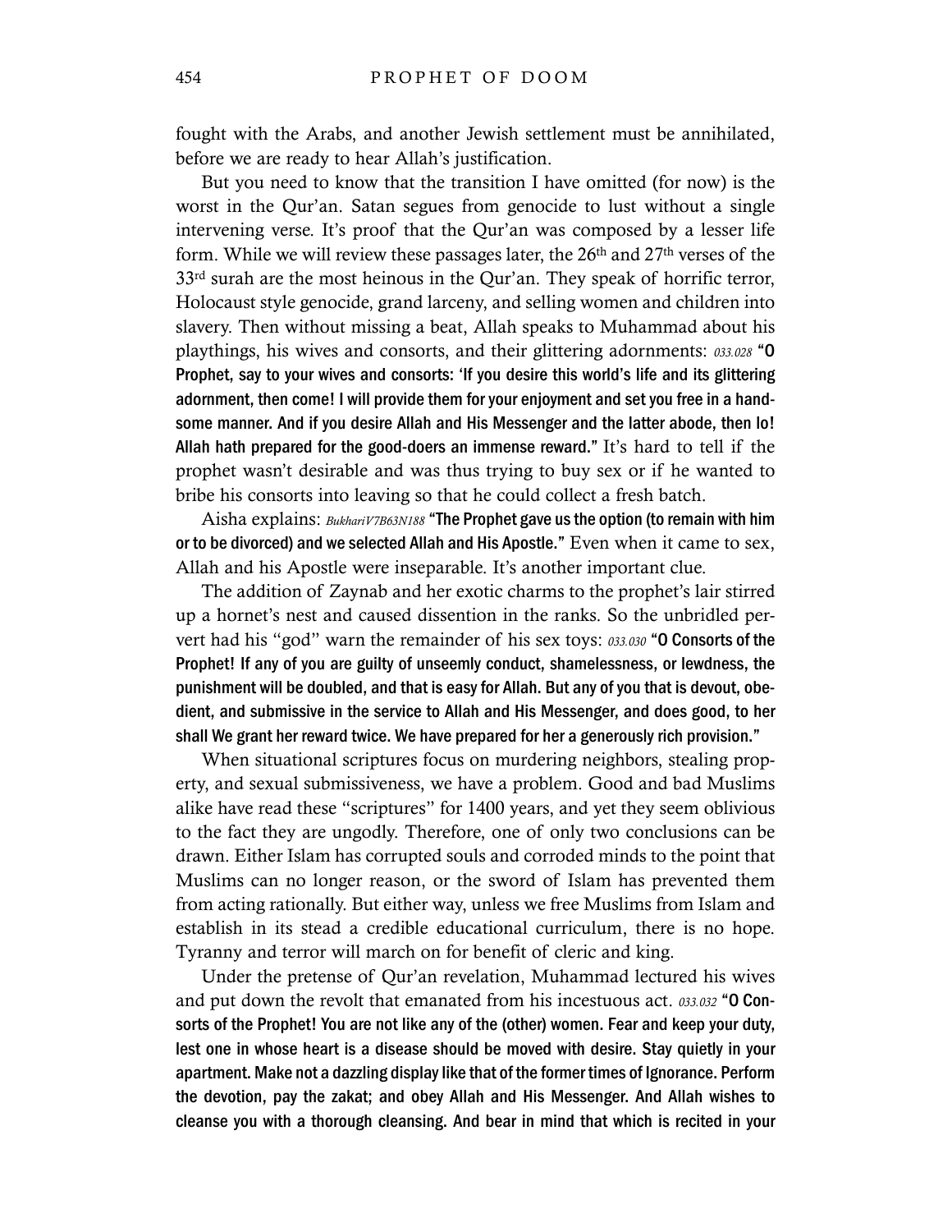fought with the Arabs, and another Jewish settlement must be annihilated, before we are ready to hear Allah's justification.

But you need to know that the transition I have omitted (for now) is the worst in the Qur'an. Satan segues from genocide to lust without a single intervening verse. It's proof that the Qur'an was composed by a lesser life form. While we will review these passages later, the 26th and 27th verses of the 33rd surah are the most heinous in the Qur'an. They speak of horrific terror, Holocaust style genocide, grand larceny, and selling women and children into slavery. Then without missing a beat, Allah speaks to Muhammad about his playthings, his wives and consorts, and their glittering adornments: *033.028* **"O Prophet, say to your wives and consorts: 'If you desire this world's life and its glittering adornment, then come! I will provide them for your enjoyment and set you free in a handsome manner. And if you desire Allah and His Messenger and the latter abode, then lo! Allah hath prepared for the good-doers an immense reward."** It's hard to tell if the prophet wasn't desirable and was thus trying to buy sex or if he wanted to bribe his consorts into leaving so that he could collect a fresh batch.

Aisha explains: *BukhariV7B63N188* **"The Prophet gave us the option (to remain with him or to be divorced) and we selected Allah and His Apostle."** Even when it came to sex, Allah and his Apostle were inseparable. It's another important clue.

The addition of Zaynab and her exotic charms to the prophet's lair stirred up a hornet's nest and caused dissention in the ranks. So the unbridled pervert had his "god" warn the remainder of his sex toys: *033.030* **"O Consorts of the Prophet! If any of you are guilty of unseemly conduct, shamelessness, or lewdness, the punishment will be doubled, and that is easy for Allah. But any of you that is devout, obedient, and submissive in the service to Allah and His Messenger, and does good, to her shall We grant her reward twice. We have prepared for her a generously rich provision."**

When situational scriptures focus on murdering neighbors, stealing property, and sexual submissiveness, we have a problem. Good and bad Muslims alike have read these "scriptures" for 1400 years, and yet they seem oblivious to the fact they are ungodly. Therefore, one of only two conclusions can be drawn. Either Islam has corrupted souls and corroded minds to the point that Muslims can no longer reason, or the sword of Islam has prevented them from acting rationally. But either way, unless we free Muslims from Islam and establish in its stead a credible educational curriculum, there is no hope. Tyranny and terror will march on for benefit of cleric and king.

Under the pretense of Qur'an revelation, Muhammad lectured his wives and put down the revolt that emanated from his incestuous act. *033.032* **"O Consorts of the Prophet! You are not like any of the (other) women. Fear and keep your duty, lest one in whose heart is a disease should be moved with desire. Stay quietly in your apartment. Make not a dazzling display like that of the former times of Ignorance. Perform the devotion, pay the zakat; and obey Allah and His Messenger. And Allah wishes to cleanse you with a thorough cleansing. And bear in mind that which is recited in your**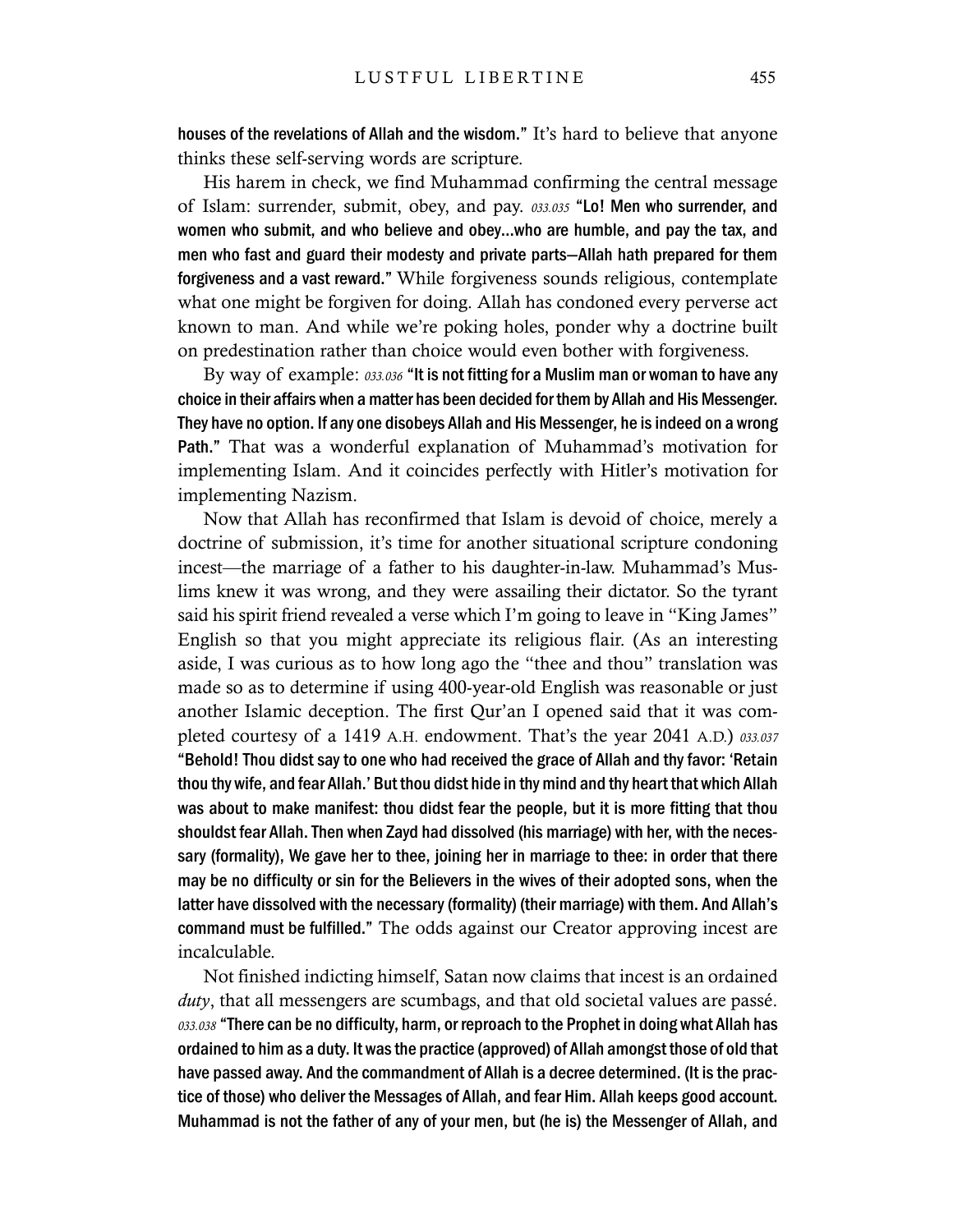**houses of the revelations of Allah and the wisdom."** It's hard to believe that anyone thinks these self-serving words are scripture.

His harem in check, we find Muhammad confirming the central message of Islam: surrender, submit, obey, and pay. *033.035* **"Lo! Men who surrender, and women who submit, and who believe and obey…who are humble, and pay the tax, and men who fast and guard their modesty and private parts—Allah hath prepared for them forgiveness and a vast reward."** While forgiveness sounds religious, contemplate what one might be forgiven for doing. Allah has condoned every perverse act known to man. And while we're poking holes, ponder why a doctrine built on predestination rather than choice would even bother with forgiveness.

By way of example: *033.036* **"It is not fitting for a Muslim man or woman to have any choice in their affairs when a matter has been decided for them by Allah and His Messenger. They have no option. If any one disobeys Allah and His Messenger, he is indeed on a wrong Path."** That was a wonderful explanation of Muhammad's motivation for implementing Islam. And it coincides perfectly with Hitler's motivation for implementing Nazism.

Now that Allah has reconfirmed that Islam is devoid of choice, merely a doctrine of submission, it's time for another situational scripture condoning incest—the marriage of a father to his daughter-in-law. Muhammad's Muslims knew it was wrong, and they were assailing their dictator. So the tyrant said his spirit friend revealed a verse which I'm going to leave in "King James" English so that you might appreciate its religious flair. (As an interesting aside, I was curious as to how long ago the "thee and thou" translation was made so as to determine if using 400-year-old English was reasonable or just another Islamic deception. The first Qur'an I opened said that it was completed courtesy of a 1419 A.H. endowment. That's the year 2041 A.D.) *033.037* **"Behold! Thou didst say to one who had received the grace of Allah and thy favor: 'Retain thou thy wife, and fear Allah.' But thou didst hide in thy mind and thy heart that which Allah was about to make manifest: thou didst fear the people, but it is more fitting that thou shouldst fear Allah. Then when Zayd had dissolved (his marriage) with her, with the necessary (formality), We gave her to thee, joining her in marriage to thee: in order that there may be no difficulty or sin for the Believers in the wives of their adopted sons, when the latter have dissolved with the necessary (formality) (their marriage) with them. And Allah's command must be fulfilled."** The odds against our Creator approving incest are incalculable.

Not finished indicting himself, Satan now claims that incest is an ordained *duty*, that all messengers are scumbags, and that old societal values are passé. *033.038* **"There can be no difficulty, harm, or reproach to the Prophet in doing what Allah has ordained to him as a duty. It was the practice (approved) of Allah amongst those of old that have passed away. And the commandment of Allah is a decree determined. (It is the practice of those) who deliver the Messages of Allah, and fear Him. Allah keeps good account. Muhammad is not the father of any of your men, but (he is) the Messenger of Allah, and**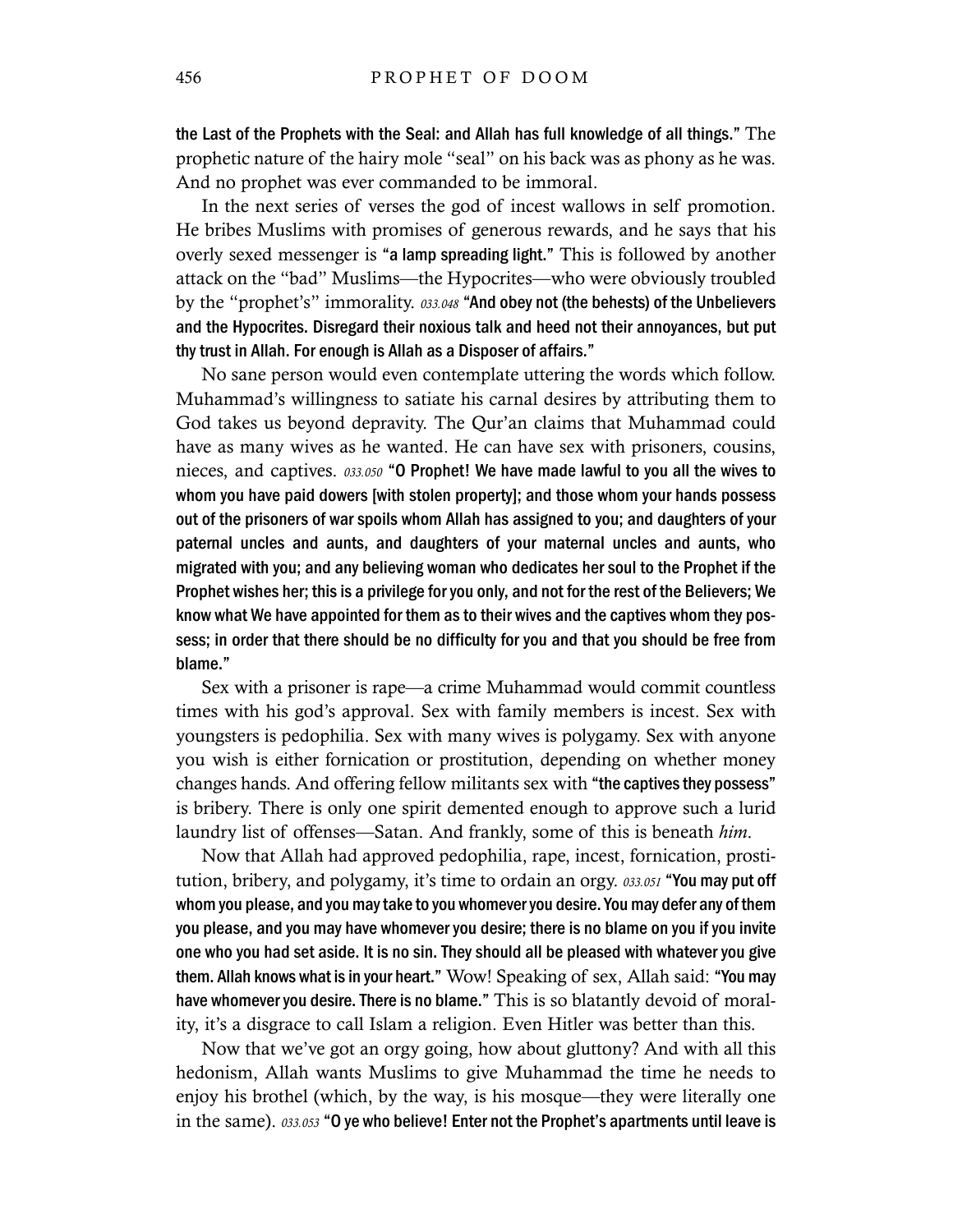**the Last of the Prophets with the Seal: and Allah has full knowledge of all things."** The prophetic nature of the hairy mole "seal" on his back was as phony as he was. And no prophet was ever commanded to be immoral.

In the next series of verses the god of incest wallows in self promotion. He bribes Muslims with promises of generous rewards, and he says that his overly sexed messenger is **"a lamp spreading light."** This is followed by another attack on the "bad" Muslims—the Hypocrites—who were obviously troubled by the "prophet's" immorality. *033.048* **"And obey not (the behests) of the Unbelievers and the Hypocrites. Disregard their noxious talk and heed not their annoyances, but put thy trust in Allah. For enough is Allah as a Disposer of affairs."**

No sane person would even contemplate uttering the words which follow. Muhammad's willingness to satiate his carnal desires by attributing them to God takes us beyond depravity. The Qur'an claims that Muhammad could have as many wives as he wanted. He can have sex with prisoners, cousins, nieces, and captives. *033.050* **"O Prophet! We have made lawful to you all the wives to whom you have paid dowers [with stolen property]; and those whom your hands possess out of the prisoners of war spoils whom Allah has assigned to you; and daughters of your paternal uncles and aunts, and daughters of your maternal uncles and aunts, who migrated with you; and any believing woman who dedicates her soul to the Prophet if the Prophet wishes her; this is a privilege for you only, and not for the rest of the Believers; We know what We have appointed for them as to their wives and the captives whom they possess; in order that there should be no difficulty for you and that you should be free from blame."**

Sex with a prisoner is rape—a crime Muhammad would commit countless times with his god's approval. Sex with family members is incest. Sex with youngsters is pedophilia. Sex with many wives is polygamy. Sex with anyone you wish is either fornication or prostitution, depending on whether money changes hands. And offering fellow militants sex with **"the captives they possess"** is bribery. There is only one spirit demented enough to approve such a lurid laundry list of offenses—Satan. And frankly, some of this is beneath *him*.

Now that Allah had approved pedophilia, rape, incest, fornication, prostitution, bribery, and polygamy, it's time to ordain an orgy. *033.051* **"You may put off whom you please, and you may take to you whomever you desire. You may defer any of them you please, and you may have whomever you desire; there is no blame on you if you invite one who you had set aside. It is no sin. They should all be pleased with whatever you give them. Allah knows what is in your heart."** Wow! Speaking of sex, Allah said: **"You may have whomever you desire. There is no blame."** This is so blatantly devoid of morality, it's a disgrace to call Islam a religion. Even Hitler was better than this.

Now that we've got an orgy going, how about gluttony? And with all this hedonism, Allah wants Muslims to give Muhammad the time he needs to enjoy his brothel (which, by the way, is his mosque—they were literally one in the same). *033.053* **"O ye who believe! Enter not the Prophet's apartments until leave is**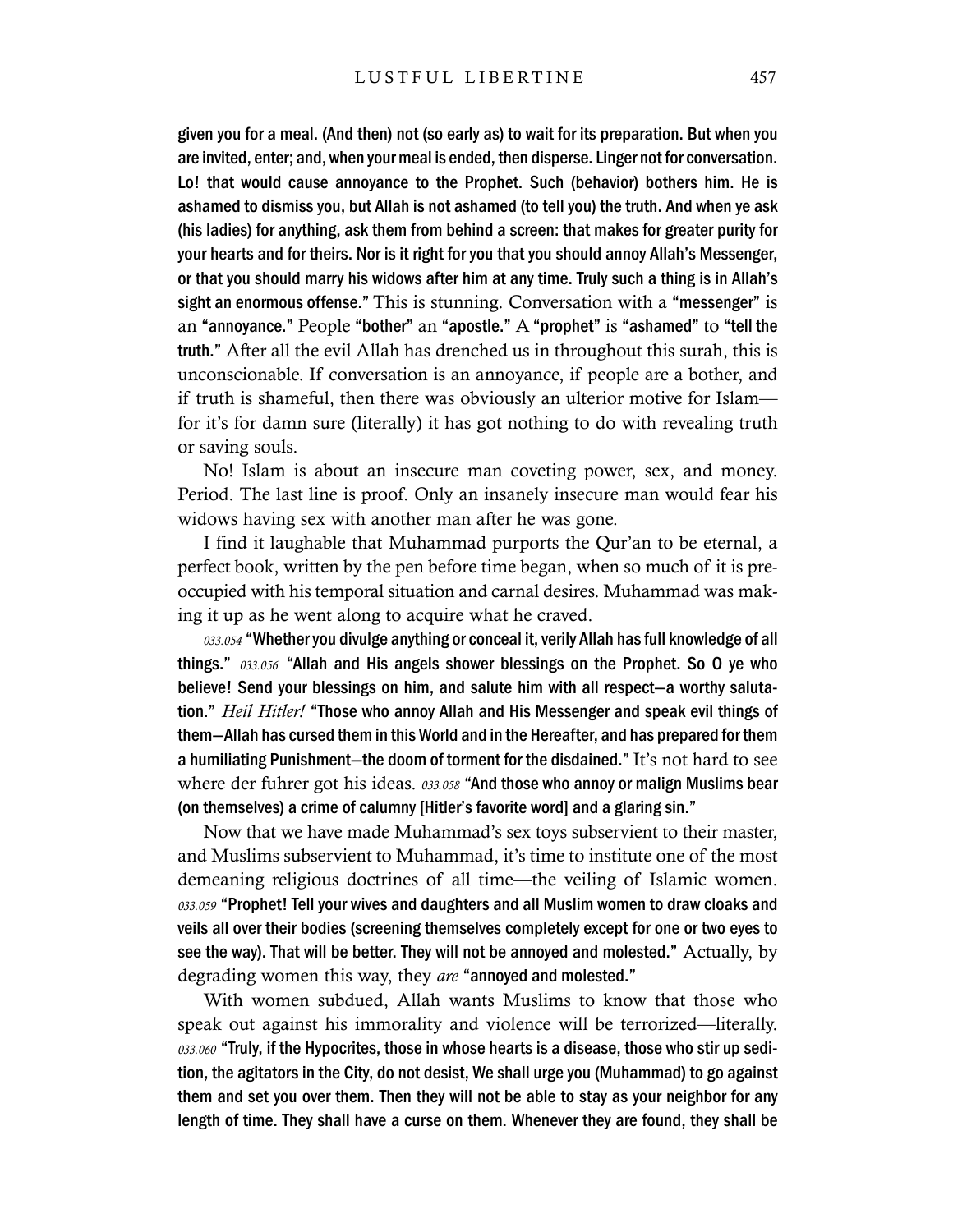**given you for a meal. (And then) not (so early as) to wait for its preparation. But when you are invited, enter; and, when your meal is ended, then disperse. Linger not for conversation. Lo! that would cause annoyance to the Prophet. Such (behavior) bothers him. He is ashamed to dismiss you, but Allah is not ashamed (to tell you) the truth. And when ye ask (his ladies) for anything, ask them from behind a screen: that makes for greater purity for your hearts and for theirs. Nor is it right for you that you should annoy Allah's Messenger, or that you should marry his widows after him at any time. Truly such a thing is in Allah's sight an enormous offense."** This is stunning. Conversation with a **"messenger"** is an **"annoyance."** People **"bother"** an **"apostle."** A **"prophet"** is **"ashamed"** to **"tell the truth."** After all the evil Allah has drenched us in throughout this surah, this is unconscionable. If conversation is an annoyance, if people are a bother, and if truth is shameful, then there was obviously an ulterior motive for Islam—for it's for damn sure (literally) it has got nothing to do with revealing truth or saving souls.

No! Islam is about an insecure man coveting power, sex, and money. Period. The last line is proof. Only an insanely insecure man would fear his widows having sex with another man after he was gone.

I find it laughable that Muhammad purports the Qur'an to be eternal, a perfect book, written by the pen before time began, when so much of it is preoccupied with his temporal situation and carnal desires. Muhammad was making it up as he went along to acquire what he craved.

*033.054* **"Whether you divulge anything or conceal it, verily Allah has full knowledge of all things."** *033.056* **"Allah and His angels shower blessings on the Prophet. So O ye who believe! Send your blessings on him, and salute him with all respect—a worthy salutation."** *Heil Hitler!* **"Those who annoy Allah and His Messenger and speak evil things of them—Allah has cursed them in this World and in the Hereafter, and has prepared for them a humiliating Punishment—the doom of torment for the disdained."** It's not hard to see where der fuhrer got his ideas. *033.058* **"And those who annoy or malign Muslims bear (on themselves) a crime of calumny [Hitler's favorite word] and a glaring sin."**

Now that we have made Muhammad's sex toys subservient to their master, and Muslims subservient to Muhammad, it's time to institute one of the most demeaning religious doctrines of all time—the veiling of Islamic women. *033.059* **"Prophet! Tell your wives and daughters and all Muslim women to draw cloaks and veils all over their bodies (screening themselves completely except for one or two eyes to see the way). That will be better. They will not be annoyed and molested."** Actually, by degrading women this way, they *are* **"annoyed and molested."**

With women subdued, Allah wants Muslims to know that those who speak out against his immorality and violence will be terrorized—literally. *033.060* **"Truly, if the Hypocrites, those in whose hearts is a disease, those who stir up sedition, the agitators in the City, do not desist, We shall urge you (Muhammad) to go against them and set you over them. Then they will not be able to stay as your neighbor for any length of time. They shall have a curse on them. Whenever they are found, they shall be**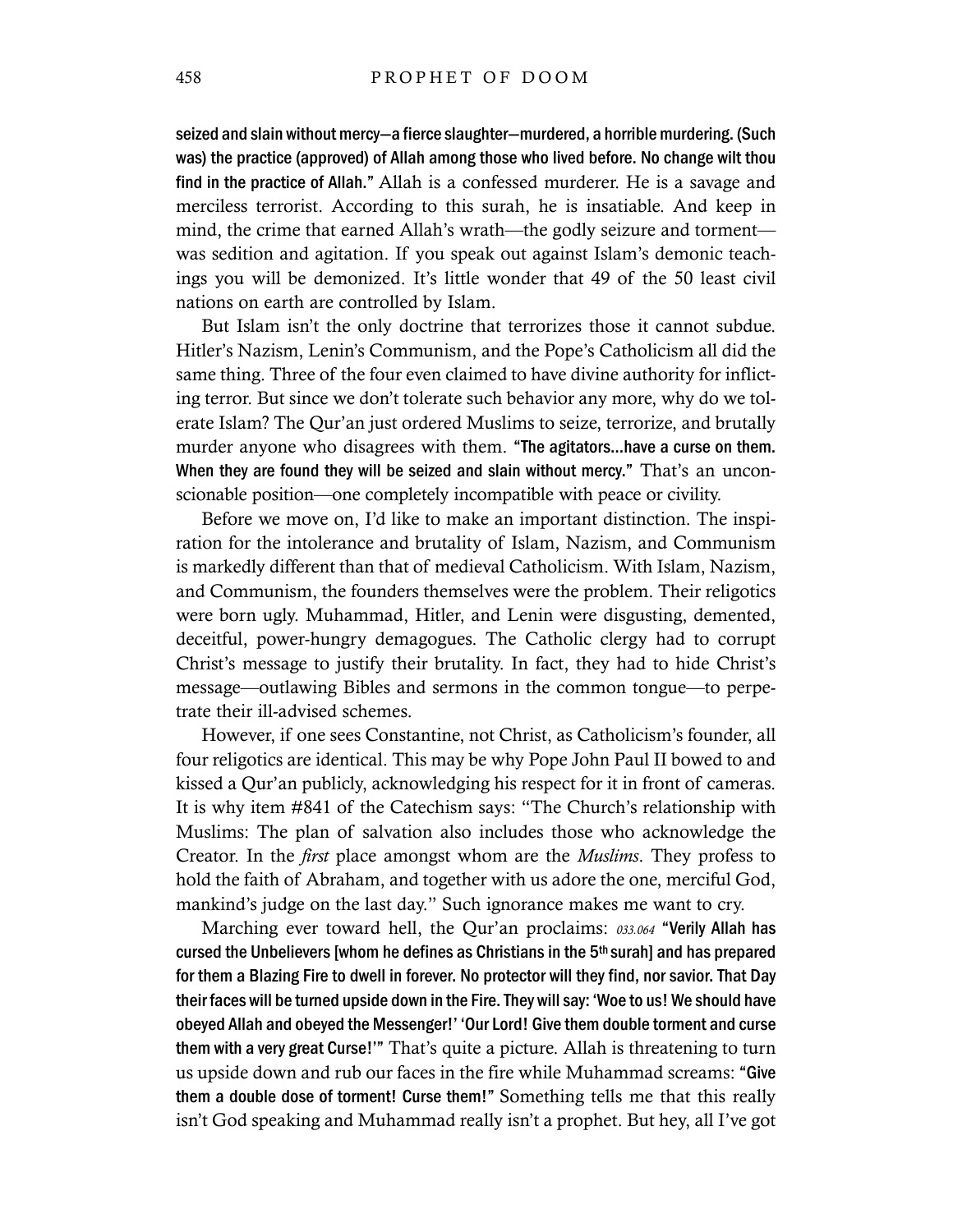**seized and slain without mercy—a fierce slaughter—murdered, a horrible murdering. (Such was) the practice (approved) of Allah among those who lived before. No change wilt thou find in the practice of Allah."** Allah is a confessed murderer. He is a savage and merciless terrorist. According to this surah, he is insatiable. And keep in mind, the crime that earned Allah's wrath—the godly seizure and torment—was sedition and agitation. If you speak out against Islam's demonic teachings you will be demonized. It's little wonder that 49 of the 50 least civil nations on earth are controlled by Islam.

But Islam isn't the only doctrine that terrorizes those it cannot subdue. Hitler's Nazism, Lenin's Communism, and the Pope's Catholicism all did the same thing. Three of the four even claimed to have divine authority for inflicting terror. But since we don't tolerate such behavior any more, why do we tolerate Islam? The Qur'an just ordered Muslims to seize, terrorize, and brutally murder anyone who disagrees with them. **"The agitators…have a curse on them. When they are found they will be seized and slain without mercy."** That's an unconscionable position—one completely incompatible with peace or civility.

Before we move on, I'd like to make an important distinction. The inspiration for the intolerance and brutality of Islam, Nazism, and Communism is markedly different than that of medieval Catholicism. With Islam, Nazism, and Communism, the founders themselves were the problem. Their religotics were born ugly. Muhammad, Hitler, and Lenin were disgusting, demented, deceitful, power-hungry demagogues. The Catholic clergy had to corrupt Christ's message to justify their brutality. In fact, they had to hide Christ's message—outlawing Bibles and sermons in the common tongue—to perpetrate their ill-advised schemes.

However, if one sees Constantine, not Christ, as Catholicism's founder, all four religotics are identical. This may be why Pope John Paul II bowed to and kissed a Qur'an publicly, acknowledging his respect for it in front of cameras. It is why item #841 of the Catechism says: "The Church's relationship with Muslims: The plan of salvation also includes those who acknowledge the Creator. In the *first* place amongst whom are the *Muslims*. They profess to hold the faith of Abraham, and together with us adore the one, merciful God, mankind's judge on the last day." Such ignorance makes me want to cry.

Marching ever toward hell, the Qur'an proclaims: *033.064* **"Verily Allah has cursed the Unbelievers [whom he defines as Christians in the 5th surah] and has prepared for them a Blazing Fire to dwell in forever. No protector will they find, nor savior. That Day their faces will be turned upside down in the Fire. They will say: 'Woe to us! We should have obeyed Allah and obeyed the Messenger!' 'Our Lord! Give them double torment and curse them with a very great Curse!'"** That's quite a picture. Allah is threatening to turn us upside down and rub our faces in the fire while Muhammad screams: **"Give them a double dose of torment! Curse them!"** Something tells me that this really isn't God speaking and Muhammad really isn't a prophet. But hey, all I've got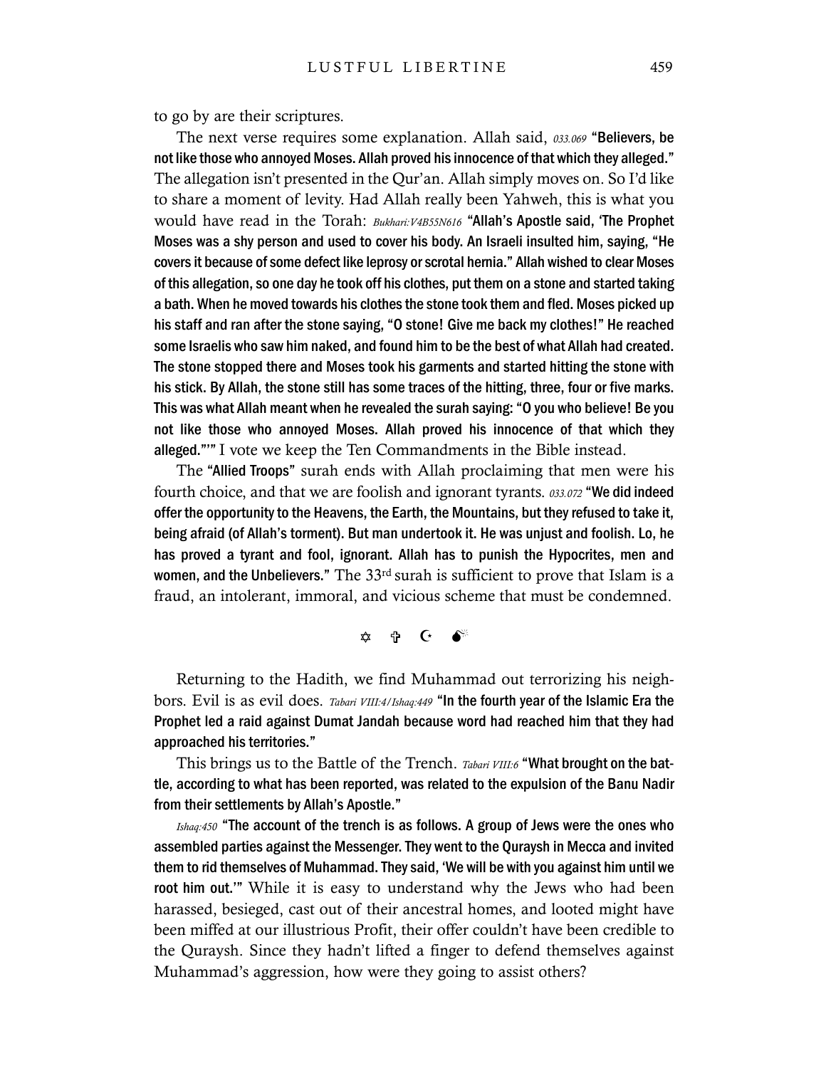to go by are their scriptures.

The next verse requires some explanation. Allah said, *033.069* **"Believers, be not like those who annoyed Moses. Allah proved his innocence of that which they alleged."** The allegation isn't presented in the Qur'an. Allah simply moves on. So I'd like to share a moment of levity. Had Allah really been Yahweh, this is what you would have read in the Torah: *Bukhari:V4B55N616* **"Allah's Apostle said, 'The Prophet Moses was a shy person and used to cover his body. An Israeli insulted him, saying, "He covers it because of some defect like leprosy or scrotal hernia." Allah wished to clear Moses of this allegation, so one day he took off his clothes, put them on a stone and started taking a bath. When he moved towards his clothes the stone took them and fled. Moses picked up his staff and ran after the stone saying, "O stone! Give me back my clothes!" He reached some Israelis who saw him naked, and found him to be the best of what Allah had created. The stone stopped there and Moses took his garments and started hitting the stone with his stick. By Allah, the stone still has some traces of the hitting, three, four or five marks. This was what Allah meant when he revealed the surah saying: "O you who believe! Be you not like those who annoyed Moses. Allah proved his innocence of that which they alleged."'"** I vote we keep the Ten Commandments in the Bible instead.

The **"Allied Troops"** surah ends with Allah proclaiming that men were his fourth choice, and that we are foolish and ignorant tyrants. *033.072* **"We did indeed offer the opportunity to the Heavens, the Earth, the Mountains, but they refused to take it, being afraid (of Allah's torment). But man undertook it. He was unjust and foolish. Lo, he has proved a tyrant and fool, ignorant. Allah has to punish the Hypocrites, men and women, and the Unbelievers."** The 33rd surah is sufficient to prove that Islam is a fraud, an intolerant, immoral, and vicious scheme that must be condemned.

✡ ✞ ☪ 💣

Returning to the Hadith, we find Muhammad out terrorizing his neighbors. Evil is as evil does. *Tabari VIII:4/Ishaq:449* **"In the fourth year of the Islamic Era the Prophet led a raid against Dumat Jandah because word had reached him that they had approached his territories."**

This brings us to the Battle of the Trench. *Tabari VIII:6* **"What brought on the battle, according to what has been reported, was related to the expulsion of the Banu Nadir from their settlements by Allah's Apostle."**

*Ishaq:450* **"The account of the trench is as follows. A group of Jews were the ones who assembled parties against the Messenger. They went to the Quraysh in Mecca and invited them to rid themselves of Muhammad. They said, 'We will be with you against him until we root him out.'"** While it is easy to understand why the Jews who had been harassed, besieged, cast out of their ancestral homes, and looted might have been miffed at our illustrious Profit, their offer couldn't have been credible to the Quraysh. Since they hadn't lifted a finger to defend themselves against Muhammad's aggression, how were they going to assist others?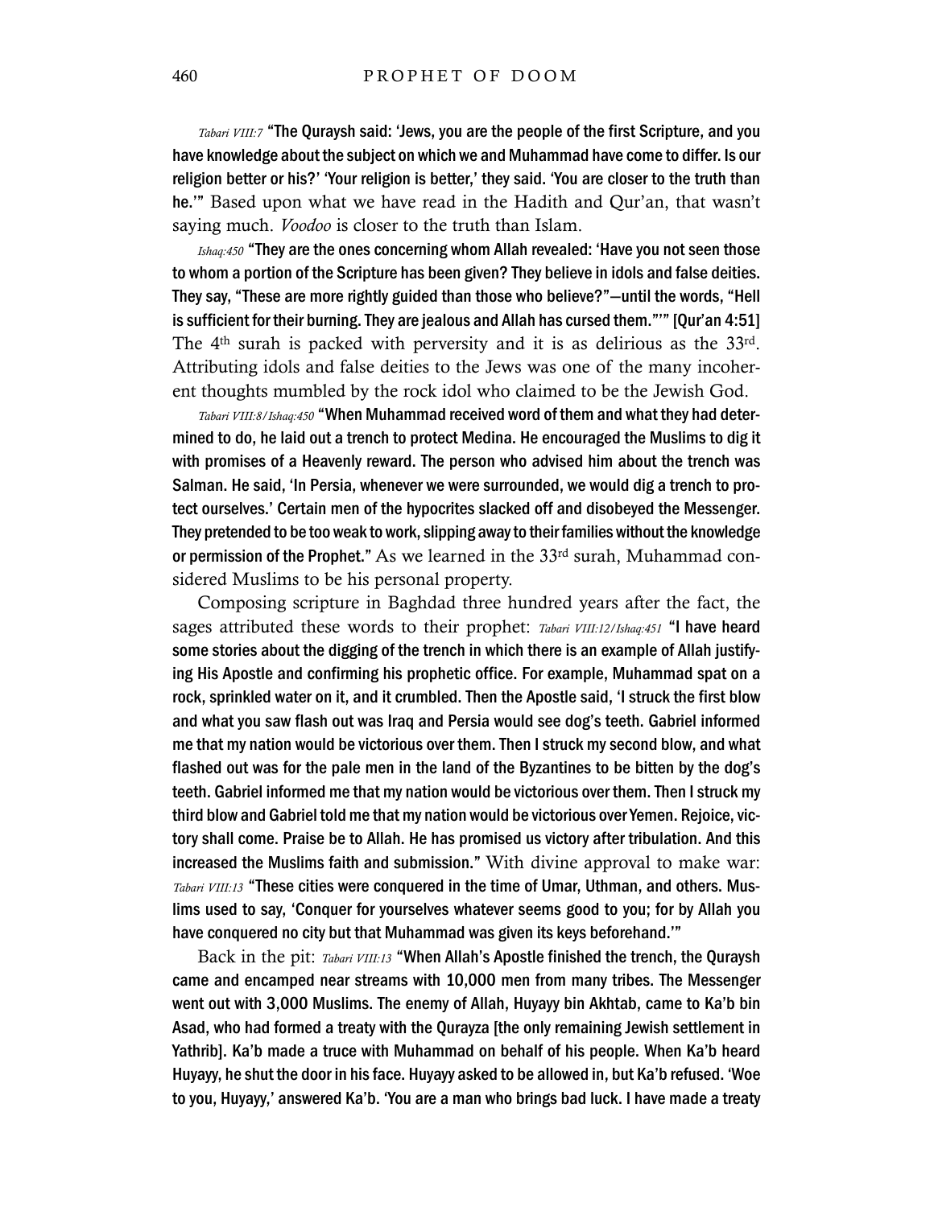*Tabari VIII:7* **"The Quraysh said: 'Jews, you are the people of the first Scripture, and you have knowledge about the subject on which we and Muhammad have come to differ. Is our religion better or his?' 'Your religion is better,' they said. 'You are closer to the truth than he.'"** Based upon what we have read in the Hadith and Qur'an, that wasn't saying much. *Voodoo* is closer to the truth than Islam.

*Ishaq:450* **"They are the ones concerning whom Allah revealed: 'Have you not seen those to whom a portion of the Scripture has been given? They believe in idols and false deities. They say, "These are more rightly guided than those who believe?"—until the words, "Hell is sufficient for their burning. They are jealous and Allah has cursed them."'" [Qur'an 4:51]** The 4th surah is packed with perversity and it is as delirious as the 33rd. Attributing idols and false deities to the Jews was one of the many incoherent thoughts mumbled by the rock idol who claimed to be the Jewish God.

*Tabari VIII:8/Ishaq:450* **"When Muhammad received word of them and what they had determined to do, he laid out a trench to protect Medina. He encouraged the Muslims to dig it with promises of a Heavenly reward. The person who advised him about the trench was Salman. He said, 'In Persia, whenever we were surrounded, we would dig a trench to protect ourselves.' Certain men of the hypocrites slacked off and disobeyed the Messenger. They pretended to be too weak to work, slipping away to their families without the knowledge or permission of the Prophet."** As we learned in the 33rd surah, Muhammad considered Muslims to be his personal property.

Composing scripture in Baghdad three hundred years after the fact, the sages attributed these words to their prophet: *Tabari VIII:12/Ishaq:451* **"I have heard some stories about the digging of the trench in which there is an example of Allah justifying His Apostle and confirming his prophetic office. For example, Muhammad spat on a rock, sprinkled water on it, and it crumbled. Then the Apostle said, 'I struck the first blow and what you saw flash out was Iraq and Persia would see dog's teeth. Gabriel informed me that my nation would be victorious over them. Then I struck my second blow, and what flashed out was for the pale men in the land of the Byzantines to be bitten by the dog's teeth. Gabriel informed me that my nation would be victorious over them. Then I struck my third blow and Gabriel told me that my nation would be victorious over Yemen. Rejoice, victory shall come. Praise be to Allah. He has promised us victory after tribulation. And this increased the Muslims faith and submission."** With divine approval to make war: *Tabari VIII:13* **"These cities were conquered in the time of Umar, Uthman, and others. Muslims used to say, 'Conquer for yourselves whatever seems good to you; for by Allah you have conquered no city but that Muhammad was given its keys beforehand.'"**

Back in the pit: *Tabari VIII:13* **"When Allah's Apostle finished the trench, the Quraysh came and encamped near streams with 10,000 men from many tribes. The Messenger went out with 3,000 Muslims. The enemy of Allah, Huyayy bin Akhtab, came to Ka'b bin Asad, who had formed a treaty with the Qurayza [the only remaining Jewish settlement in Yathrib]. Ka'b made a truce with Muhammad on behalf of his people. When Ka'b heard Huyayy, he shut the door in his face. Huyayy asked to be allowed in, but Ka'b refused. 'Woe to you, Huyayy,' answered Ka'b. 'You are a man who brings bad luck. I have made a treaty**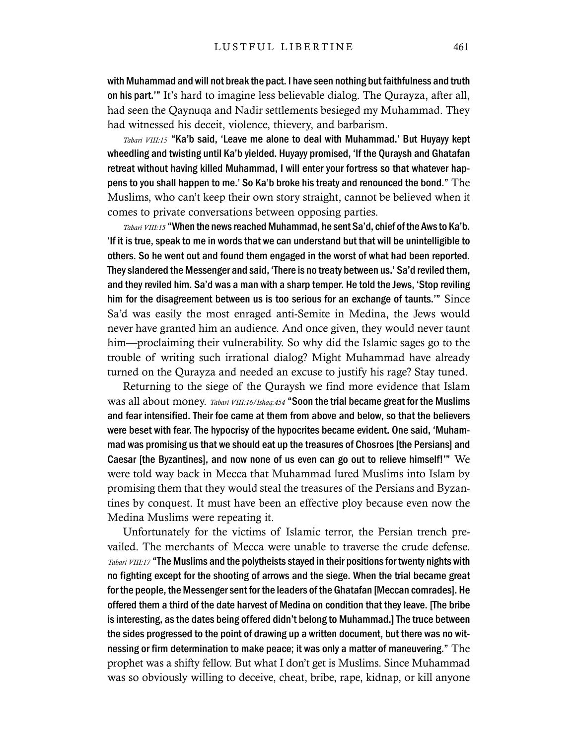**with Muhammad and will not break the pact. I have seen nothing but faithfulness and truth on his part.'"** It's hard to imagine less believable dialog. The Qurayza, after all, had seen the Qaynuqa and Nadir settlements besieged my Muhammad. They had witnessed his deceit, violence, thievery, and barbarism.

*Tabari VIII:15* **"Ka'b said, 'Leave me alone to deal with Muhammad.' But Huyayy kept wheedling and twisting until Ka'b yielded. Huyayy promised, 'If the Quraysh and Ghatafan retreat without having killed Muhammad, I will enter your fortress so that whatever happens to you shall happen to me.' So Ka'b broke his treaty and renounced the bond."** The Muslims, who can't keep their own story straight, cannot be believed when it comes to private conversations between opposing parties.

*Tabari VIII:15* **"When the news reached Muhammad, he sent Sa'd, chief of the Aws to Ka'b. 'If it is true, speak to me in words that we can understand but that will be unintelligible to others. So he went out and found them engaged in the worst of what had been reported. They slandered the Messenger and said, 'There is no treaty between us.' Sa'd reviled them, and they reviled him. Sa'd was a man with a sharp temper. He told the Jews, 'Stop reviling him for the disagreement between us is too serious for an exchange of taunts.'"** Since Sa'd was easily the most enraged anti-Semite in Medina, the Jews would never have granted him an audience. And once given, they would never taunt him—proclaiming their vulnerability. So why did the Islamic sages go to the trouble of writing such irrational dialog? Might Muhammad have already turned on the Qurayza and needed an excuse to justify his rage? Stay tuned.

Returning to the siege of the Quraysh we find more evidence that Islam was all about money. *Tabari VIII:16/Ishaq:454* **"Soon the trial became great for the Muslims and fear intensified. Their foe came at them from above and below, so that the believers were beset with fear. The hypocrisy of the hypocrites became evident. One said, 'Muhammad was promising us that we should eat up the treasures of Chosroes [the Persians] and Caesar [the Byzantines], and now none of us even can go out to relieve himself!'"** We were told way back in Mecca that Muhammad lured Muslims into Islam by promising them that they would steal the treasures of the Persians and Byzantines by conquest. It must have been an effective ploy because even now the Medina Muslims were repeating it.

Unfortunately for the victims of Islamic terror, the Persian trench prevailed. The merchants of Mecca were unable to traverse the crude defense. *Tabari VIII:17* **"The Muslims and the polytheists stayed in their positions for twenty nights with no fighting except for the shooting of arrows and the siege. When the trial became great for the people, the Messenger sent for the leaders of the Ghatafan [Meccan comrades]. He offered them a third of the date harvest of Medina on condition that they leave. [The bribe is interesting, as the dates being offered didn't belong to Muhammad.] The truce between the sides progressed to the point of drawing up a written document, but there was no witnessing or firm determination to make peace; it was only a matter of maneuvering."** The prophet was a shifty fellow. But what I don't get is Muslims. Since Muhammad was so obviously willing to deceive, cheat, bribe, rape, kidnap, or kill anyone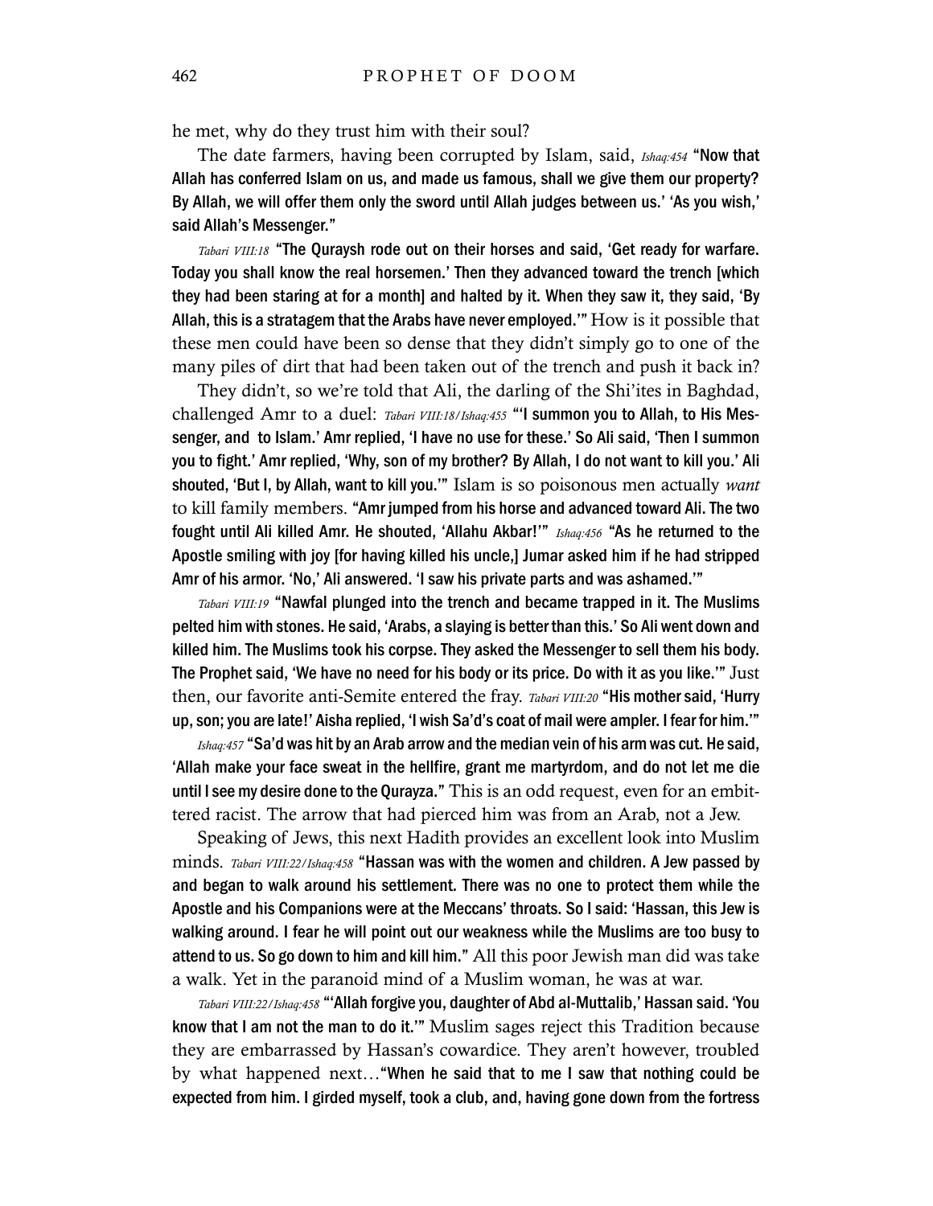he met, why do they trust him with their soul?

The date farmers, having been corrupted by Islam, said, *Ishaq:454* **"Now that Allah has conferred Islam on us, and made us famous, shall we give them our property? By Allah, we will offer them only the sword until Allah judges between us.' 'As you wish,' said Allah's Messenger."**

*Tabari VIII:18* **"The Quraysh rode out on their horses and said, 'Get ready for warfare. Today you shall know the real horsemen.' Then they advanced toward the trench [which they had been staring at for a month] and halted by it. When they saw it, they said, 'By Allah, this is a stratagem that the Arabs have never employed.'"** How is it possible that these men could have been so dense that they didn't simply go to one of the many piles of dirt that had been taken out of the trench and push it back in?

They didn't, so we're told that Ali, the darling of the Shi'ites in Baghdad, challenged Amr to a duel: *Tabari VIII:18/Ishaq:455* **"'I summon you to Allah, to His Messenger, and to Islam.' Amr replied, 'I have no use for these.' So Ali said, 'Then I summon you to fight.' Amr replied, 'Why, son of my brother? By Allah, I do not want to kill you.' Ali shouted, 'But I, by Allah, want to kill you.'"** Islam is so poisonous men actually *want* to kill family members. **"Amr jumped from his horse and advanced toward Ali. The two fought until Ali killed Amr. He shouted, 'Allahu Akbar!'"** *Ishaq:456* **"As he returned to the Apostle smiling with joy [for having killed his uncle,] Jumar asked him if he had stripped Amr of his armor. 'No,' Ali answered. 'I saw his private parts and was ashamed.'"**

*Tabari VIII:19* **"Nawfal plunged into the trench and became trapped in it. The Muslims pelted him with stones. He said, 'Arabs, a slaying is better than this.' So Ali went down and killed him. The Muslims took his corpse. They asked the Messenger to sell them his body. The Prophet said, 'We have no need for his body or its price. Do with it as you like.'"** Just then, our favorite anti-Semite entered the fray. *Tabari VIII:20* **"His mother said, 'Hurry up, son; you are late!' Aisha replied, 'I wish Sa'd's coat of mail were ampler. I fear for him.'"**

*Ishaq:457* **"Sa'd was hit by an Arab arrow and the median vein of his arm was cut. He said, 'Allah make your face sweat in the hellfire, grant me martyrdom, and do not let me die until I see my desire done to the Qurayza."** This is an odd request, even for an embittered racist. The arrow that had pierced him was from an Arab, not a Jew.

Speaking of Jews, this next Hadith provides an excellent look into Muslim minds. *Tabari VIII:22/Ishaq:458* **"Hassan was with the women and children. A Jew passed by and began to walk around his settlement. There was no one to protect them while the Apostle and his Companions were at the Meccans' throats. So I said: 'Hassan, this Jew is walking around. I fear he will point out our weakness while the Muslims are too busy to attend to us. So go down to him and kill him."** All this poor Jewish man did was take a walk. Yet in the paranoid mind of a Muslim woman, he was at war.

*Tabari VIII:22/Ishaq:458* **"'Allah forgive you, daughter of Abd al-Muttalib,' Hassan said. 'You know that I am not the man to do it.'"** Muslim sages reject this Tradition because they are embarrassed by Hassan's cowardice. They aren't however, troubled by what happened next…**"When he said that to me I saw that nothing could be expected from him. I girded myself, took a club, and, having gone down from the fortress**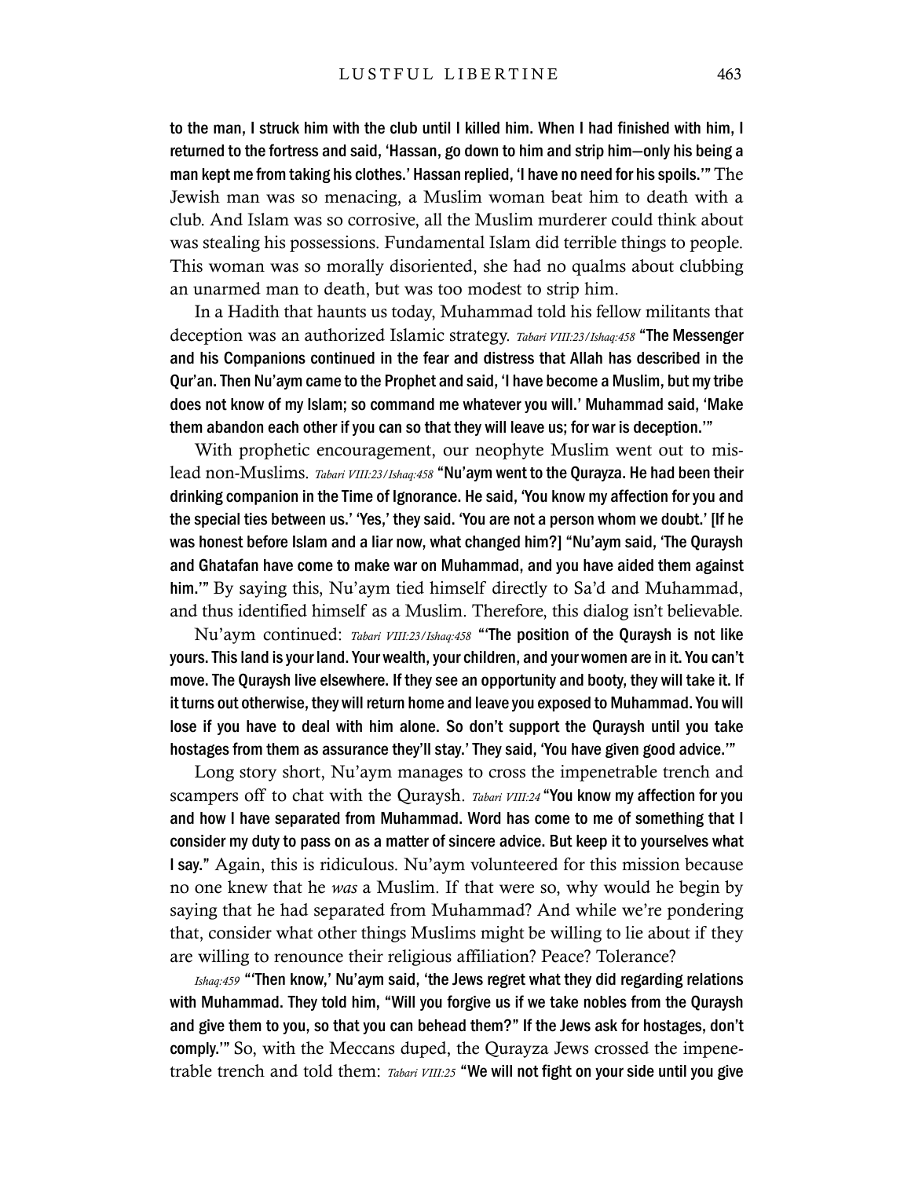**to the man, I struck him with the club until I killed him. When I had finished with him, I returned to the fortress and said, 'Hassan, go down to him and strip him—only his being a man kept me from taking his clothes.' Hassan replied, 'I have no need for his spoils.'"** The Jewish man was so menacing, a Muslim woman beat him to death with a club. And Islam was so corrosive, all the Muslim murderer could think about was stealing his possessions. Fundamental Islam did terrible things to people. This woman was so morally disoriented, she had no qualms about clubbing an unarmed man to death, but was too modest to strip him.

In a Hadith that haunts us today, Muhammad told his fellow militants that deception was an authorized Islamic strategy. *Tabari VIII:23/Ishaq:458* **"The Messenger and his Companions continued in the fear and distress that Allah has described in the Qur'an. Then Nu'aym came to the Prophet and said, 'I have become a Muslim, but my tribe does not know of my Islam; so command me whatever you will.' Muhammad said, 'Make them abandon each other if you can so that they will leave us; for war is deception.'"**

With prophetic encouragement, our neophyte Muslim went out to mislead non-Muslims. *Tabari VIII:23/Ishaq:458* **"Nu'aym went to the Qurayza. He had been their drinking companion in the Time of Ignorance. He said, 'You know my affection for you and the special ties between us.' 'Yes,' they said. 'You are not a person whom we doubt.' [If he was honest before Islam and a liar now, what changed him?] "Nu'aym said, 'The Quraysh and Ghatafan have come to make war on Muhammad, and you have aided them against him.'"** By saying this, Nu'aym tied himself directly to Sa'd and Muhammad, and thus identified himself as a Muslim. Therefore, this dialog isn't believable.

Nu'aym continued: *Tabari VIII:23/Ishaq:458* **"'The position of the Quraysh is not like yours. This land is your land. Your wealth, your children, and your women are in it. You can't move. The Quraysh live elsewhere. If they see an opportunity and booty, they will take it. If it turns out otherwise, they will return home and leave you exposed to Muhammad. You will lose if you have to deal with him alone. So don't support the Quraysh until you take hostages from them as assurance they'll stay.' They said, 'You have given good advice.'"**

Long story short, Nu'aym manages to cross the impenetrable trench and scampers off to chat with the Quraysh. *Tabari VIII:24* **"You know my affection for you and how I have separated from Muhammad. Word has come to me of something that I consider my duty to pass on as a matter of sincere advice. But keep it to yourselves what I say."** Again, this is ridiculous. Nu'aym volunteered for this mission because no one knew that he *was* a Muslim. If that were so, why would he begin by saying that he had separated from Muhammad? And while we're pondering that, consider what other things Muslims might be willing to lie about if they are willing to renounce their religious affiliation? Peace? Tolerance?

*Ishaq:459* **"'Then know,' Nu'aym said, 'the Jews regret what they did regarding relations with Muhammad. They told him, "Will you forgive us if we take nobles from the Quraysh and give them to you, so that you can behead them?" If the Jews ask for hostages, don't comply.'"** So, with the Meccans duped, the Qurayza Jews crossed the impenetrable trench and told them: *Tabari VIII:25* **"We will not fight on your side until you give**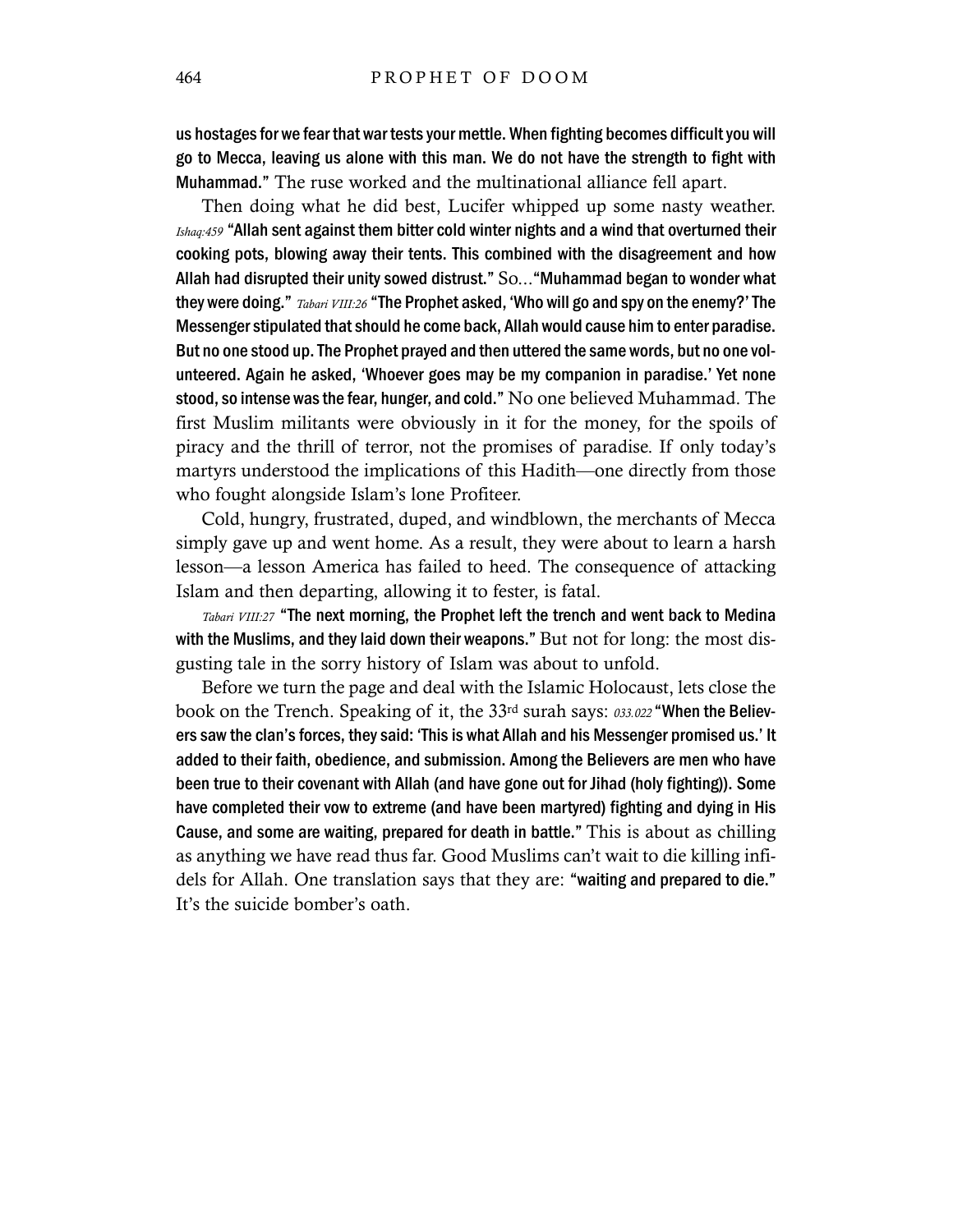**us hostages for we fear that war tests your mettle. When fighting becomes difficult you will go to Mecca, leaving us alone with this man. We do not have the strength to fight with Muhammad."** The ruse worked and the multinational alliance fell apart.

Then doing what he did best, Lucifer whipped up some nasty weather. *Ishaq:459* **"Allah sent against them bitter cold winter nights and a wind that overturned their cooking pots, blowing away their tents. This combined with the disagreement and how Allah had disrupted their unity sowed distrust."** So…**"Muhammad began to wonder what they were doing."** *Tabari VIII:26* **"The Prophet asked, 'Who will go and spy on the enemy?' The Messenger stipulated that should he come back, Allah would cause him to enter paradise. But no one stood up. The Prophet prayed and then uttered the same words, but no one volunteered. Again he asked, 'Whoever goes may be my companion in paradise.' Yet none stood, so intense was the fear, hunger, and cold."** No one believed Muhammad. The first Muslim militants were obviously in it for the money, for the spoils of piracy and the thrill of terror, not the promises of paradise. If only today's martyrs understood the implications of this Hadith—one directly from those who fought alongside Islam's lone Profiteer.

Cold, hungry, frustrated, duped, and windblown, the merchants of Mecca simply gave up and went home. As a result, they were about to learn a harsh lesson—a lesson America has failed to heed. The consequence of attacking Islam and then departing, allowing it to fester, is fatal.

*Tabari VIII:27* **"The next morning, the Prophet left the trench and went back to Medina with the Muslims, and they laid down their weapons."** But not for long: the most disgusting tale in the sorry history of Islam was about to unfold.

Before we turn the page and deal with the Islamic Holocaust, lets close the book on the Trench. Speaking of it, the 33rd surah says: *033.022* **"When the Believers saw the clan's forces, they said: 'This is what Allah and his Messenger promised us.' It added to their faith, obedience, and submission. Among the Believers are men who have been true to their covenant with Allah (and have gone out for Jihad (holy fighting)). Some have completed their vow to extreme (and have been martyred) fighting and dying in His Cause, and some are waiting, prepared for death in battle."** This is about as chilling as anything we have read thus far. Good Muslims can't wait to die killing infidels for Allah. One translation says that they are: **"waiting and prepared to die."** It's the suicide bomber's oath.